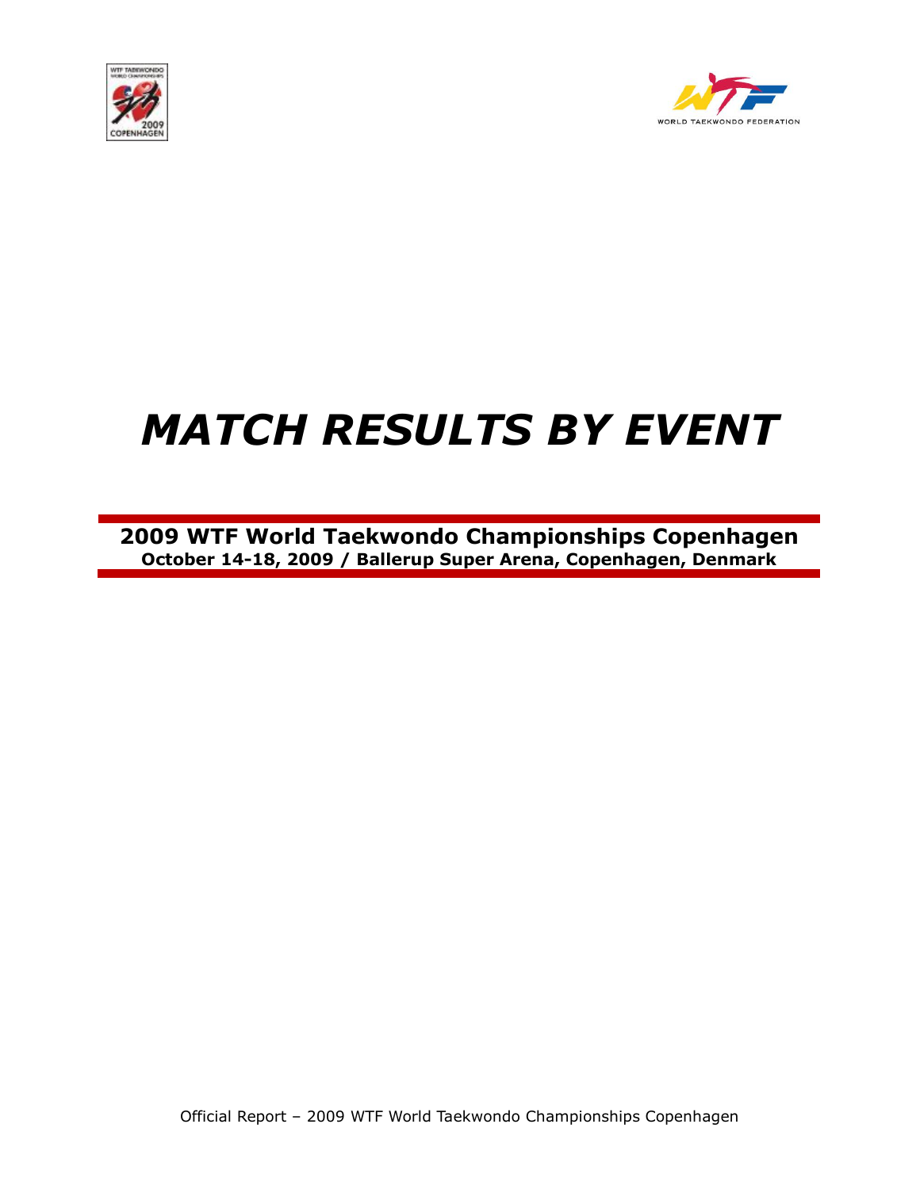# *MATCH RESULTS BY EVENT*

**2009 WTF World Taekwondo Championships Copenhagen**
**October 14-18, 2009 / Ballerup Super Arena, Copenhagen, Denmark**

Official Report – 2009 WTF World Taekwondo Championships Copenhagen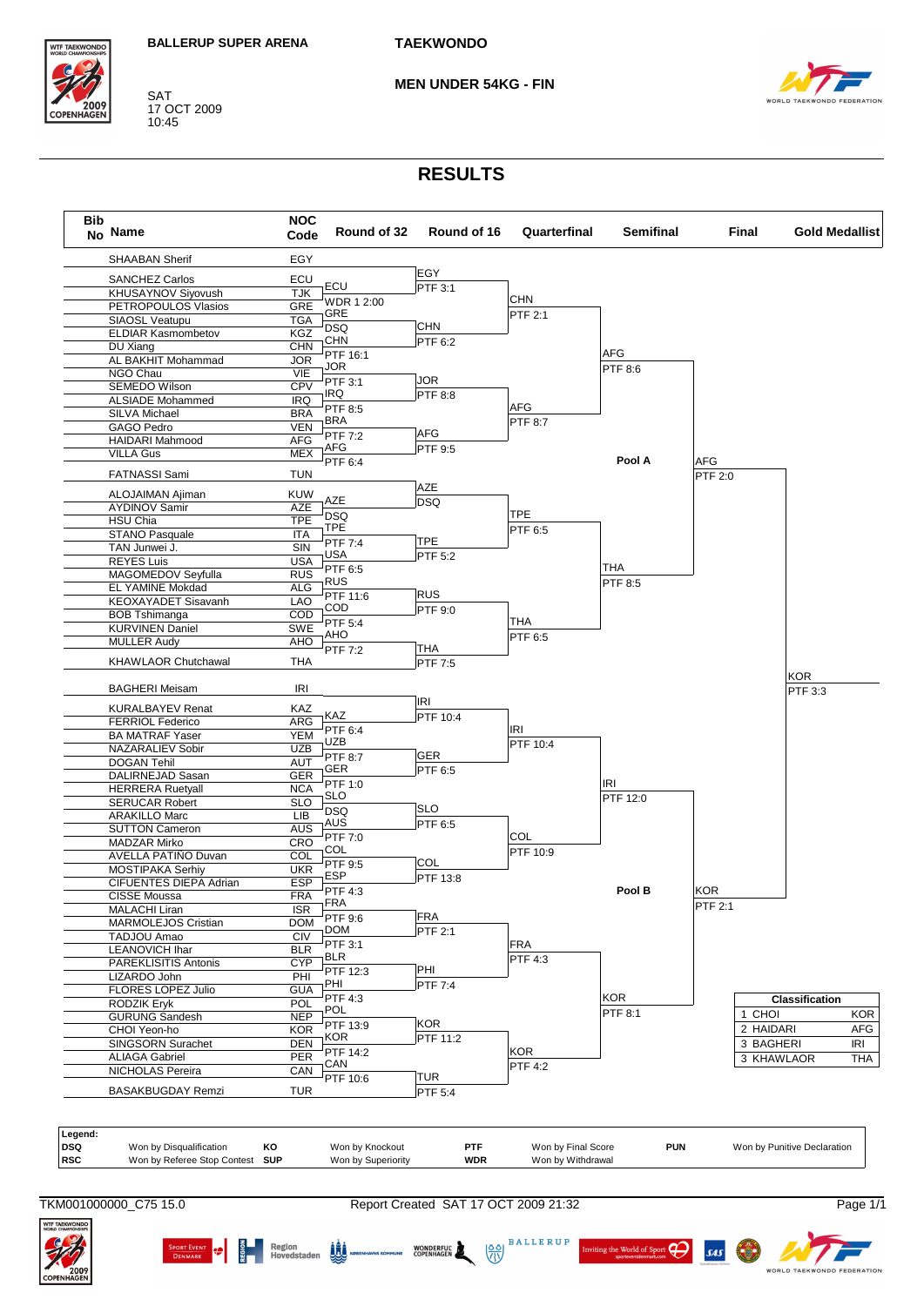BALLERUP SUPER ARENA

SAT
17 OCT 2009
10:45

**TAEKWONDO**

**MEN UNDER 54KG - FIN**

# RESULTS

| Bib No | Name | NOC Code |
|---|---|---|
| | SHAABAN Sherif | EGY |
| | SANCHEZ Carlos | ECU |
| | KHUSAYNOV Siyovush | TJK |
| | PETROPOULOS Vlasios | GRE |
| | SIAOSI Veatupu | TGA |
| | ELDIAR Kasmombetov | KGZ |
| | DU Xiang | CHN |
| | AL BAKHIT Mohammad | JOR |
| | NGO Chau | VIE |
| | SEMEDO Wilson | CPV |
| | ALSIADE Mohammed | IRQ |
| | SILVA Michael | BRA |
| | GAGO Pedro | VEN |
| | HAIDARI Mahmood | AFG |
| | VILLA Gus | MEX |
| | FATNASSI Sami | TUN |
| | ALOJAIMAN Ajiman | KUW |
| | AYDINOV Samir | AZE |
| | HSU Chia | TPE |
| | STANO Pasquale | ITA |
| | TAN Junwei J. | SIN |
| | REYES Luis | USA |
| | MAGOMEDOV Seyfulla | RUS |
| | EL YAMINE Mokdad | ALG |
| | KEOXAYADET Sisavanh | LAO |
| | BOB Tshimanga | COD |
| | KURVINEN Daniel | SWE |
| | MULLER Audy | AHO |
| | KHAWLAOR Chutchawal | THA |
| | BAGHERI Meisam | IRI |
| | KURALBAYEV Renat | KAZ |
| | FERRIOL Federico | ARG |
| | BA MATRAF Yaser | YEM |
| | NAZARALIEV Sobir | UZB |
| | DOGAN Tehil | AUT |
| | DALIRNEJAD Sasan | GER |
| | HERRERA Ruetyall | NCA |
| | SERUCAR Robert | SLO |
| | ARAKILLO Marc | LIB |
| | SUTTON Cameron | AUS |
| | MADZAR Mirko | CRO |
| | AVELLA PATIÑO Duvan | COL |
| | MOSTIPAKA Serhiy | UKR |
| | CIFUENTES DIEPA Adrian | ESP |
| | CISSE Moussa | FRA |
| | MALACHI Liran | ISR |
| | MARMOLEJOS Cristian | DOM |
| | TADJOU Amao | CIV |
| | LEANOVICH Ihar | BLR |
| | PAREKLISITIS Antonis | CYP |
| | LIZARDO John | PHI |
| | FLORES LOPEZ Julio | GUA |
| | RODZIK Eryk | POL |
| | GURUNG Sandesh | NEP |
| | CHOI Yeon-ho | KOR |
| | SINGSORN Surachet | DEN |
| | ALIAGA Gabriel | PER |
| | NICHOLAS Pereira | CAN |
| | BASAKBUGDAY Remzi | TUR |

**Round of 32**

- ECU – TJK: ECU, WDR 1 2:00
- GRE – TGA: GRE, DSQ
- KGZ – CHN: CHN, PTF 16:1
- JOR – VIE: JOR, PTF 3:1
- CPV – IRQ: IRQ, PTF 8:5
- BRA – VEN: BRA, PTF 7:2
- AFG – MEX: AFG, PTF 6:4
- KUW – AZE: AZE, DSQ
- TPE – ITA: TPE, PTF 7:4
- SIN – USA: USA, PTF 6:5
- RUS – ALG: RUS, PTF 11:6
- LAO – COD: COD, PTF 5:4
- SWE – AHO: AHO, PTF 7:2
- KAZ – ARG: KAZ, PTF 6:4
- YEM – UZB: UZB, PTF 8:7
- AUT – GER: GER, PTF 1:0
- NCA – SLO: SLO, DSQ
- LIB – AUS: AUS, PTF 7:0
- CRO – COL: COL, PTF 9:5
- UKR – ESP: ESP, PTF 4:3
- FRA – ISR: FRA, PTF 9:6
- DOM – CIV: DOM, PTF 3:1
- BLR – CYP: BLR, PTF 12:3
- PHI – GUA: PHI, PTF 4:3
- POL – NEP: POL, PTF 13:9
- KOR – DEN: KOR, PTF 14:2
- PER – CAN: CAN, PTF 10:6

**Round of 16**

- EGY, PTF 3:1
- CHN, PTF 6:2
- JOR, PTF 8:8
- AFG, PTF 9:5
- AZE, DSQ
- TPE, PTF 5:2
- RUS, PTF 9:0
- THA, PTF 7:5
- IRI, PTF 10:4
- GER, PTF 6:5
- SLO, PTF 6:5
- COL, PTF 13:8
- FRA, PTF 2:1
- PHI, PTF 7:4
- KOR, PTF 11:2
- TUR, PTF 5:4

**Quarterfinal**

- CHN, PTF 2:1
- AFG, PTF 8:7
- TPE, PTF 6:5
- THA, PTF 6:5
- IRI, PTF 10:4
- COL, PTF 10:9
- FRA, PTF 4:3
- KOR, PTF 4:2

**Semifinal**

- Pool A: AFG, PTF 8:6; THA, PTF 8:5
- Pool B: IRI, PTF 12:0; KOR, PTF 8:1

**Final**

- AFG, PTF 2:0
- KOR, PTF 2:1

**Gold Medallist**

- KOR, PTF 3:3

| Classification | | |
|---|---|---|
| 1 | CHOI | KOR |
| 2 | HAIDARI | AFG |
| 3 | BAGHERI | IRI |
| 3 | KHAWLAOR | THA |

**Legend:**

| | | | | | | | |
|---|---|---|---|---|---|---|---|
| DSQ | Won by Disqualification | KO | Won by Knockout | PTF | Won by Final Score | PUN | Won by Punitive Declaration |
| RSC | Won by Referee Stop Contest | SUP | Won by Superiority | WDR | Won by Withdrawal | | |

TKM001000000_C75 15.0 Report Created SAT 17 OCT 2009 21:32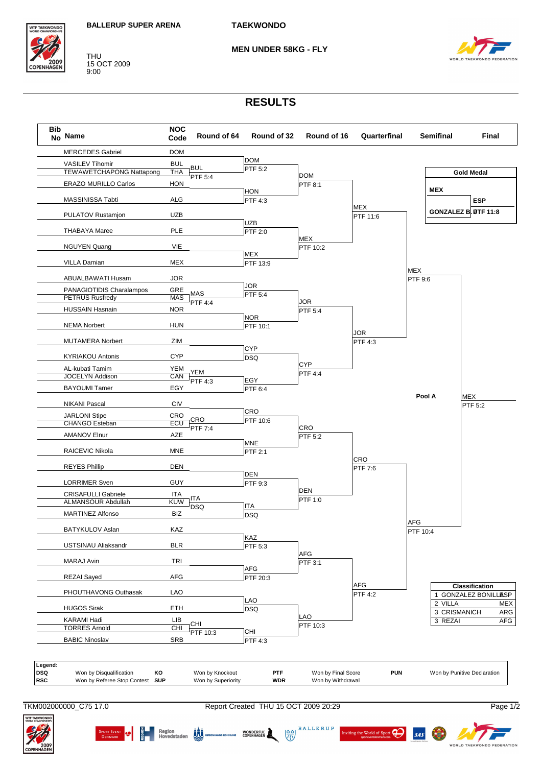BALLERUP SUPER ARENA

THU
15 OCT 2009
9:00

**TAEKWONDO**

**MEN UNDER 58KG - FLY**

# RESULTS

| Bib No | Name | NOC Code |
|---|---|---|
| | MERCEDES Gabriel | DOM |
| | VASILEV Tihomir | BUL |
| | TEWAWETCHAPONG Nattapong | THA |
| | ERAZO MURILLO Carlos | HON |
| | MASSINISSA Tabti | ALG |
| | PULATOV Rustamjon | UZB |
| | THABAYA Maree | PLE |
| | NGUYEN Quang | VIE |
| | VILLA Damian | MEX |
| | ABUALBAWATI Husam | JOR |
| | PANAGIOTIDIS Charalampos | GRE |
| | PETRUS Rusfredy | MAS |
| | HUSSAIN Hasnain | NOR |
| | NEMA Norbert | HUN |
| | MUTAMERA Norbert | ZIM |
| | KYRIAKOU Antonis | CYP |
| | AL-kubati Tamim | YEM |
| | JOCELYN Addison | CAN |
| | BAYOUMI Tamer | EGY |
| | NIKANI Pascal | CIV |
| | JARLONI Stipe | CRO |
| | CHANGO Esteban | ECU |
| | AMANOV Elnur | AZE |
| | RAICEVIC Nikola | MNE |
| | REYES Phillip | DEN |
| | LORRIMER Sven | GUY |
| | CRISAFULLI Gabriele | ITA |
| | ALMANSOUR Abdullah | KUW |
| | MARTINEZ Alfonso | BIZ |
| | BATYKULOV Aslan | KAZ |
| | USTSINAU Aliaksandr | BLR |
| | MARAJ Avin | TRI |
| | REZAI Sayed | AFG |
| | PHOUTHAVONG Outhasak | LAO |
| | HUGOS Sirak | ETH |
| | KARAMI Hadi | LIB |
| | TORRES Arnold | CHI |
| | BABIC Ninoslav | SRB |

**Round of 64**
- BUL PTF 5:4
- MAS PTF 4:4
- YEM PTF 4:3
- CRO PTF 7:4
- ITA DSQ
- CHI PTF 10:3

**Round of 32**
- DOM PTF 5:2
- HON PTF 4:3
- UZB PTF 2:0
- MEX PTF 13:9
- JOR PTF 5:4
- NOR PTF 10:1
- CYP DSQ
- EGY PTF 6:4
- CRO PTF 10:6
- MNE PTF 2:1
- DEN PTF 9:3
- ITA DSQ
- KAZ PTF 5:3
- AFG PTF 20:3
- LAO DSQ
- CHI PTF 4:3

**Round of 16**
- DOM PTF 8:1
- MEX PTF 10:2
- JOR PTF 5:4
- CYP PTF 4:4
- CRO PTF 5:2
- DEN PTF 1:0
- AFG PTF 3:1
- LAO PTF 10:3

**Quarterfinal**
- MEX PTF 11:6
- JOR PTF 4:3
- CRO PTF 7:6
- AFG PTF 4:2

**Semifinal**
- MEX PTF 9:6
- AFG PTF 10:4

**Pool A**
- MEX PTF 5:2

**Gold Medal**
- MEX
- ESP
- GONZALEZ B. PTF 11:8

| Classification | | |
|---|---|---|
| 1 | GONZALEZ BONILLA | ESP |
| 2 | VILLA | MEX |
| 3 | CRISMANICH | ARG |
| 3 | REZAI | AFG |

**Legend:**

| | | | | | | | |
|---|---|---|---|---|---|---|---|
| DSQ | Won by Disqualification | KO | Won by Knockout | PTF | Won by Final Score | PUN | Won by Punitive Declaration |
| RSC | Won by Referee Stop Contest | SUP | Won by Superiority | WDR | Won by Withdrawal | | |

TKM002000000_C75 17.0 Report Created THU 15 OCT 2009 20:29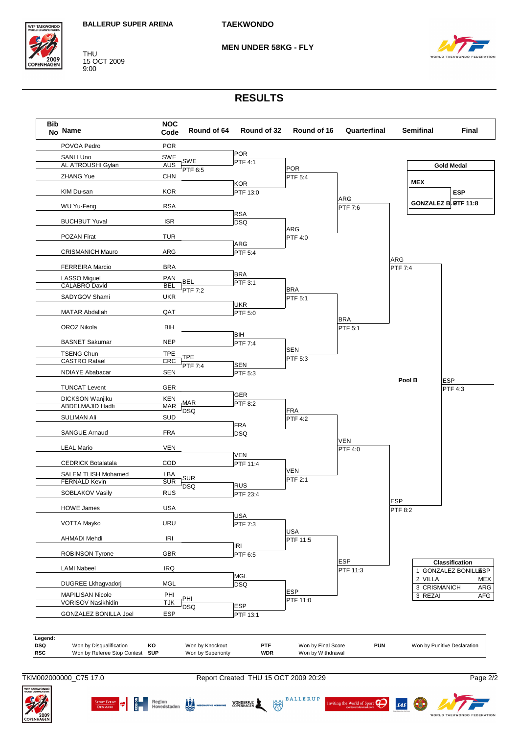BALLERUP SUPER ARENA

THU
15 OCT 2009
9:00

# TAEKWONDO

## MEN UNDER 58KG - FLY

# RESULTS

| Bib No | Name | NOC Code | Round of 64 | Round of 32 | Round of 16 | Quarterfinal | Semifinal | Final |
|---|---|---|---|---|---|---|---|---|
| | POVOA Pedro | POR | | POR PTF 4:1 | POR PTF 5:4 | ARG PTF 7:6 | ARG PTF 7:4 | ESP PTF 4:3 |
| | SANLI Uno | SWE | SWE PTF 6:5 | | | | | |
| | AL ATROUSHI Gylan | AUS | | | | | | |
| | ZHANG Yue | CHN | | KOR PTF 13:0 | | | | |
| | KIM Du-san | KOR | | | | | | |
| | WU Yu-Feng | RSA | | RSA DSQ | ARG PTF 4:0 | | | |
| | BUCHBUT Yuval | ISR | | | | | | |
| | POZAN Firat | TUR | | ARG PTF 5:4 | | | | |
| | CRISMANICH Mauro | ARG | | | | | | |
| | FERREIRA Marcio | BRA | | BRA PTF 3:1 | BRA PTF 5:1 | BRA PTF 5:1 | | |
| | LASSO Miguel | PAN | BEL PTF 7:2 | | | | | |
| | CALABRO David | BEL | | | | | | |
| | SADYGOV Shami | UKR | | UKR PTF 5:0 | | | | |
| | MATAR Abdallah | QAT | | | | | | |
| | OROZ Nikola | BIH | | BIH PTF 7:4 | SEN PTF 5:3 | | | |
| | BASNET Sakumar | NEP | | | | | | |
| | TSENG Chun | TPE | TPE PTF 7:4 | SEN PTF 5:3 | | | | |
| | CASTRO Rafael | CRC | | | | | | |
| | NDIAYE Ababacar | SEN | | | | | | |
| | TUNCAT Levent | GER | | GER PTF 8:2 | FRA PTF 4:2 | VEN PTF 4:0 | ESP PTF 8:2 | |
| | DICKSON Wanjiku | KEN | MAR DSQ | | | | | |
| | ABDELMAJID Hadfi | MAR | | | | | | |
| | SULIMAN Ali | SUD | | FRA DSQ | | | | |
| | SANGUE Arnaud | FRA | | | | | | |
| | LEAL Mario | VEN | | VEN PTF 11:4 | VEN PTF 2:1 | | | |
| | CEDRICK Botalatala | COD | | | | | | |
| | SALEM TLISH Mohamed | LBA | SUR DSQ | RUS PTF 23:4 | | | | |
| | FERNALD Kevin | SUR | | | | | | |
| | SOBLAKOV Vasily | RUS | | | | | | |
| | HOWE James | USA | | USA PTF 7:3 | USA PTF 11:5 | ESP PTF 11:3 | | |
| | VOTTA Mayko | URU | | | | | | |
| | AHMADI Mehdi | IRI | | IRI PTF 6:5 | | | | |
| | ROBINSON Tyrone | GBR | | | | | | |
| | LAMI Nabeel | IRQ | | MGL DSQ | ESP PTF 11:0 | | | |
| | DUGREE Lkhagvadorj | MGL | | | | | | |
| | MAPILISAN Nicole | PHI | PHI DSQ | ESP PTF 13:1 | | | | |
| | VORISOV Nasikhidin | TJK | | | | | | |
| | GONZALEZ BONILLA Joel | ESP | | | | | | |

Pool B

**Gold Medal**

| MEX | ESP |
|---|---|
| | GONZALEZ B. PTF 11:8 |

| Classification | | |
|---|---|---|
| 1 | GONZALEZ BONILLA | ESP |
| 2 | VILLA | MEX |
| 3 | CRISMANICH | ARG |
| 3 | REZAI | AFG |

**Legend:**

| | | | | | | | |
|---|---|---|---|---|---|---|---|
| DSQ | Won by Disqualification | KO | Won by Knockout | PTF | Won by Final Score | PUN | Won by Punitive Declaration |
| RSC | Won by Referee Stop Contest | SUP | Won by Superiority | WDR | Won by Withdrawal | | |

TKM002000000_C75 17.0 Report Created THU 15 OCT 2009 20:29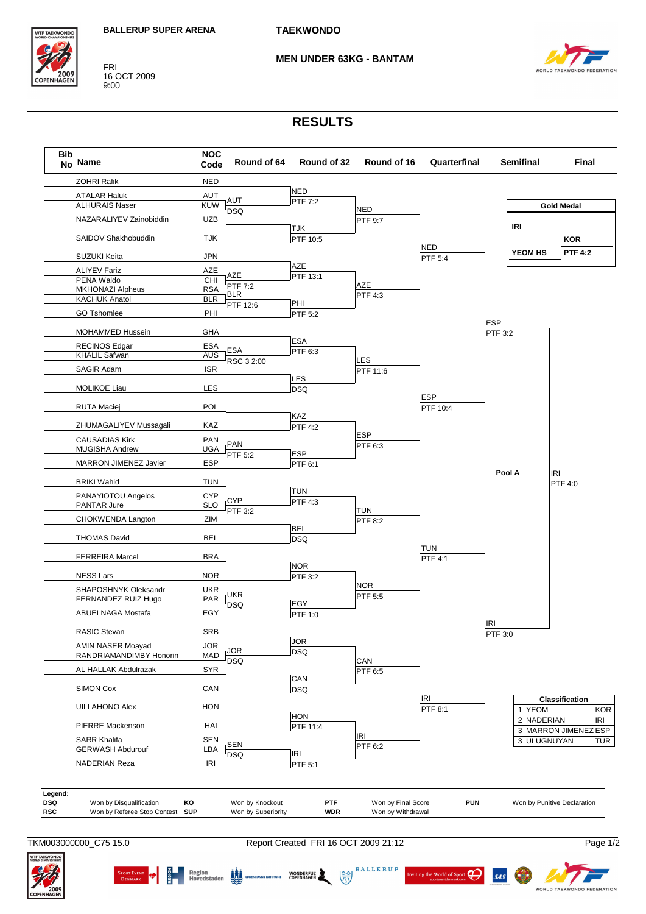BALLERUP SUPER ARENA

TAEKWONDO

FRI
16 OCT 2009
9:00

MEN UNDER 63KG - BANTAM

# RESULTS

| Bib No | Name | NOC Code | Round of 64 | Round of 32 | Round of 16 | Quarterfinal | Semifinal | Final |
|---|---|---|---|---|---|---|---|---|
| | ZOHRI Rafik | NED | | NED PTF 7:2 | NED PTF 9:7 | NED PTF 5:4 | ESP PTF 3:2 | IRI PTF 4:0 |
| | ATALAR Haluk | AUT | AUT DSQ | | | | | |
| | ALHURAIS Naser | KUW | | | | | | |
| | NAZARALIYEV Zainobiddin | UZB | | TJK PTF 10:5 | | | | |
| | SAIDOV Shakhobuddin | TJK | | | | | | |
| | SUZUKI Keita | JPN | | AZE PTF 13:1 | AZE PTF 4:3 | | | |
| | ALIYEV Fariz | AZE | AZE PTF 7:2 | | | | | |
| | PENA Waldo | CHI | | | | | | |
| | MKHONAZI Alpheus | RSA | BLR PTF 12:6 | PHI PTF 5:2 | | | | |
| | KACHUK Anatol | BLR | | | | | | |
| | GO Tshomlee | PHI | | | | | | |
| | MOHAMMED Hussein | GHA | | ESA PTF 6:3 | LES PTF 11:6 | ESP PTF 10:4 | | |
| | RECINOS Edgar | ESA | ESA RSC 3 2:00 | | | | | |
| | KHALIL Safwan | AUS | | | | | | |
| | SAGIR Adam | ISR | | LES DSQ | | | | |
| | MOLIKOE Liau | LES | | | | | | |
| | RUTA Maciej | POL | | KAZ PTF 4:2 | ESP PTF 6:3 | | | |
| | ZHUMAGALIYEV Mussagali | KAZ | | | | | | |
| | CAUSADIAS Kirk | PAN | PAN PTF 5:2 | ESP PTF 6:1 | | | | |
| | MUGISHA Andrew | UGA | | | | | | |
| | MARRON JIMENEZ Javier | ESP | | | | | | |
| | BRIKI Wahid | TUN | | TUN PTF 4:3 | TUN PTF 8:2 | TUN PTF 4:1 | IRI PTF 3:0 | |
| | PANAYIOTOU Angelos | CYP | CYP PTF 3:2 | | | | | |
| | PANTAR Jure | SLO | | | | | | |
| | CHOKWENDA Langton | ZIM | | BEL DSQ | | | | |
| | THOMAS David | BEL | | | | | | |
| | FERREIRA Marcel | BRA | | NOR PTF 3:2 | NOR PTF 5:5 | | | |
| | NESS Lars | NOR | | | | | | |
| | SHAPOSHNYK Oleksandr | UKR | UKR DSQ | EGY PTF 1:0 | | | | |
| | FERNANDEZ RUIZ Hugo | PAR | | | | | | |
| | ABUELNAGA Mostafa | EGY | | | | | | |
| | RASIC Stevan | SRB | | JOR DSQ | CAN PTF 6:5 | IRI PTF 8:1 | | |
| | AMIN NASER Moayad | JOR | JOR DSQ | | | | | |
| | RANDRIAMANDIMBY Honorin | MAD | | | | | | |
| | AL HALLAK Abdulrazak | SYR | | CAN DSQ | | | | |
| | SIMON Cox | CAN | | | | | | |
| | UILLAHONO Alex | HON | | HON PTF 11:4 | IRI PTF 6:2 | | | |
| | PIERRE Mackenson | HAI | | | | | | |
| | SARR Khalifa | SEN | SEN DSQ | IRI PTF 5:1 | | | | |
| | GERWASH Abdurouf | LBA | | | | | | |
| | NADERIAN Reza | IRI | | | | | | |

Pool A

**Gold Medal**

| | |
|---|---|
| IRI | KOR PTF 4:2 |
| YEOM HS | |

| Classification | | |
|---|---|---|
| 1 | YEOM | KOR |
| 2 | NADERIAN | IRI |
| 3 | MARRON JIMENEZ | ESP |
| 3 | ULUGNUYAN | TUR |

**Legend:**

| | | | | | | | |
|---|---|---|---|---|---|---|---|
| DSQ | Won by Disqualification | KO | Won by Knockout | PTF | Won by Final Score | PUN | Won by Punitive Declaration |
| RSC | Won by Referee Stop Contest | SUP | Won by Superiority | WDR | Won by Withdrawal | | |

TKM003000000_C75 15.0 Report Created FRI 16 OCT 2009 21:12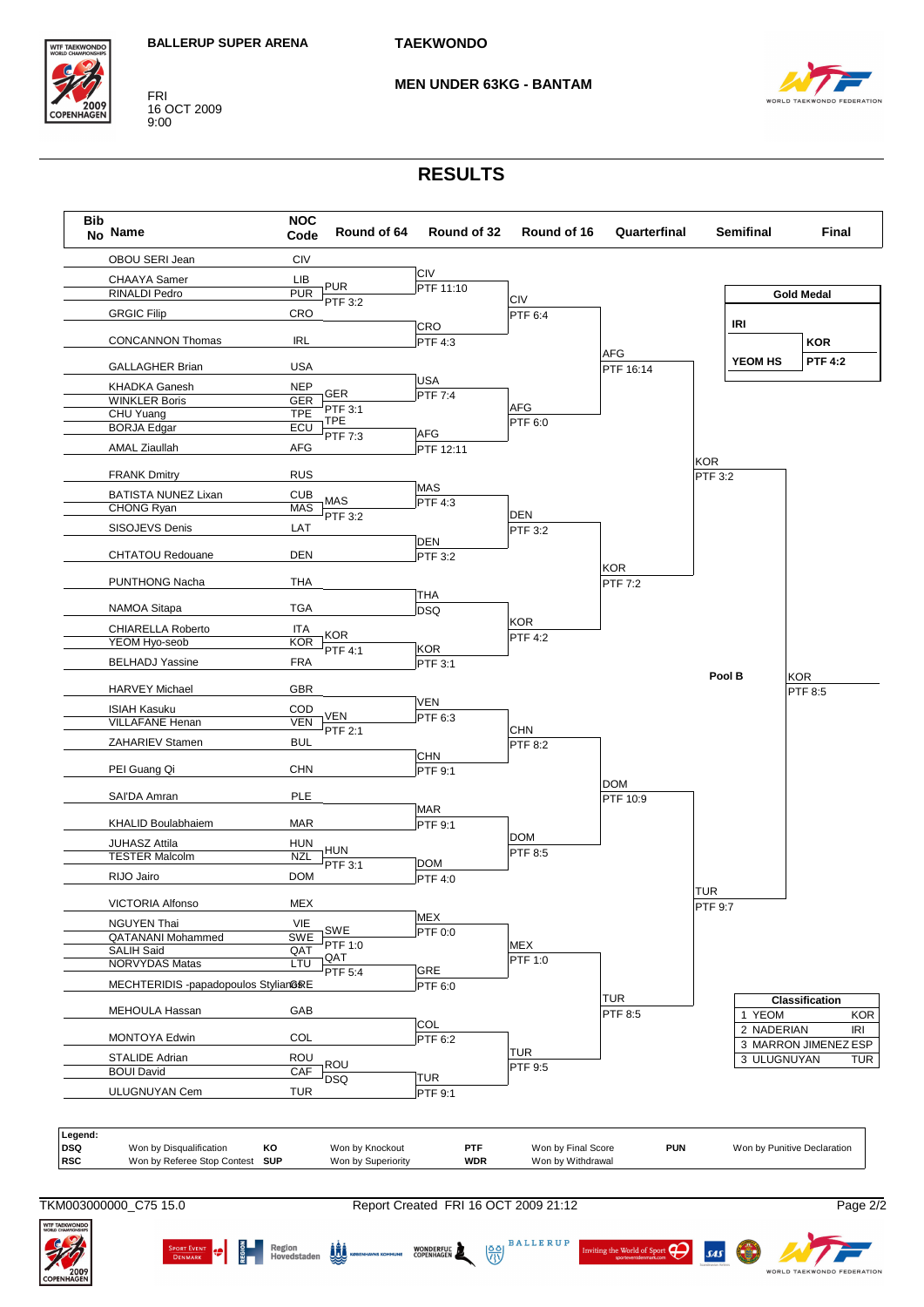BALLERUP SUPER ARENA

TAEKWONDO

FRI
16 OCT 2009
9:00

**MEN UNDER 63KG - BANTAM**

# RESULTS

| Bib No | Name | NOC Code |
|---|---|---|
| | OBOU SERI Jean | CIV |
| | CHAAYA Samer | LIB |
| | RINALDI Pedro | PUR |
| | GRGIC Filip | CRO |
| | CONCANNON Thomas | IRL |
| | GALLAGHER Brian | USA |
| | KHADKA Ganesh | NEP |
| | WINKLER Boris | GER |
| | CHU Yuang | TPE |
| | BORJA Edgar | ECU |
| | AMAL Ziaullah | AFG |
| | FRANK Dmitry | RUS |
| | BATISTA NUNEZ Lixan | CUB |
| | CHONG Ryan | MAS |
| | SISOJEVS Denis | LAT |
| | CHTATOU Redouane | DEN |
| | PUNTHONG Nacha | THA |
| | NAMOA Sitapa | TGA |
| | CHIARELLA Roberto | ITA |
| | YEOM Hyo-seob | KOR |
| | BELHADJ Yassine | FRA |
| | HARVEY Michael | GBR |
| | ISIAH Kasuku | COD |
| | VILLAFANE Henan | VEN |
| | ZAHARIEV Stamen | BUL |
| | PEI Guang Qi | CHN |
| | SAI'DA Amran | PLE |
| | KHALID Boulabhaiem | MAR |
| | JUHASZ Attila | HUN |
| | TESTER Malcolm | NZL |
| | RIJO Jairo | DOM |
| | VICTORIA Alfonso | MEX |
| | NGUYEN Thai | VIE |
| | QATANANI Mohammed | SWE |
| | SALIH Said | QAT |
| | NORVYDAS Matas | LTU |
| | MECHTERIDIS -papadopoulos Stylianos | GRE |
| | MEHOULA Hassan | GAB |
| | MONTOYA Edwin | COL |
| | STALIDE Adrian | ROU |
| | BOUI David | CAF |
| | ULUGNUYAN Cem | TUR |

**Round of 64**

- PUR PTF 3:2
- GER PTF 3:1
- TPE PTF 7:3
- MAS PTF 3:2
- KOR PTF 4:1
- VEN PTF 2:1
- HUN PTF 3:1
- SWE PTF 1:0
- QAT PTF 5:4
- ROU DSQ

**Round of 32**

- CIV PTF 11:10
- CRO PTF 4:3
- USA PTF 7:4
- AFG PTF 12:11
- MAS PTF 4:3
- DEN PTF 3:2
- THA DSQ
- KOR PTF 3:1
- VEN PTF 6:3
- CHN PTF 9:1
- MAR PTF 9:1
- DOM PTF 4:0
- MEX PTF 0:0
- GRE PTF 6:0
- COL PTF 6:2
- TUR PTF 9:1

**Round of 16**

- CIV PTF 6:4
- AFG PTF 6:0
- DEN PTF 3:2
- KOR PTF 4:2
- CHN PTF 8:2
- DOM PTF 8:5
- MEX PTF 1:0
- TUR PTF 9:5

**Quarterfinal**

- AFG PTF 16:14
- KOR PTF 7:2
- DOM PTF 10:9
- TUR PTF 8:5

**Semifinal**

- KOR PTF 3:2
- TUR PTF 9:7

**Pool B Final**

- KOR PTF 8:5

| Gold Medal | |
|---|---|
| IRI | KOR |
| YEOM HS | PTF 4:2 |

| Classification | | |
|---|---|---|
| 1 | YEOM | KOR |
| 2 | NADERIAN | IRI |
| 3 | MARRON JIMENEZ | ESP |
| 3 | ULUGNUYAN | TUR |

**Legend:**

| | | | | | | | |
|---|---|---|---|---|---|---|---|
| DSQ | Won by Disqualification | KO | Won by Knockout | PTF | Won by Final Score | PUN | Won by Punitive Declaration |
| RSC | Won by Referee Stop Contest | SUP | Won by Superiority | WDR | Won by Withdrawal | | |

TKM003000000_C75 15.0 Report Created FRI 16 OCT 2009 21:12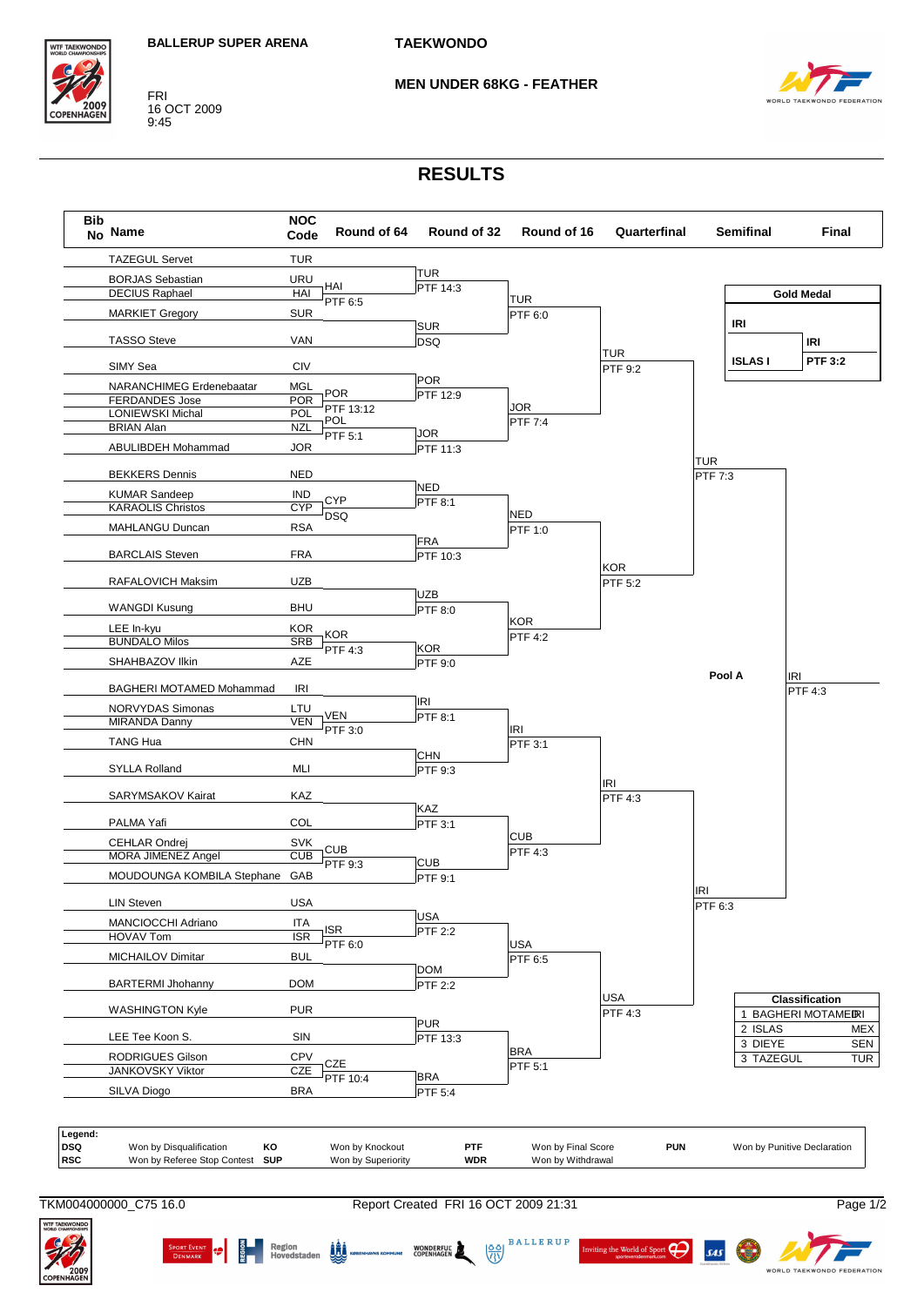BALLERUP SUPER ARENA

FRI
16 OCT 2009
9:45

# TAEKWONDO

## MEN UNDER 68KG - FEATHER

# RESULTS

| Bib No | Name | NOC Code | Round of 64 | Round of 32 | Round of 16 | Quarterfinal | Semifinal | Final |
|---|---|---|---|---|---|---|---|---|
| | TAZEGUL Servet | TUR | | TUR PTF 14:3 | TUR PTF 6:0 | TUR PTF 9:2 | TUR PTF 7:3 | IRI PTF 4:3 |
| | BORJAS Sebastian | URU | HAI PTF 6:5 | | | | | |
| | DECIUS Raphael | HAI | | | | | | |
| | MARKIET Gregory | SUR | | SUR DSQ | | | | |
| | TASSO Steve | VAN | | | | | | |
| | SIMY Sea | CIV | | POR PTF 12:9 | JOR PTF 7:4 | | | |
| | NARANCHIMEG Erdenebaatar | MGL | POR PTF 13:12 | | | | | |
| | FERDANDES Jose | POR | | | | | | |
| | LONIEWSKI Michal | POL | POL PTF 5:1 | JOR PTF 11:3 | | | | |
| | BRIAN Alan | NZL | | | | | | |
| | ABULIBDEH Mohammad | JOR | | | | | | |
| | BEKKERS Dennis | NED | | NED PTF 8:1 | NED PTF 1:0 | KOR PTF 5:2 | | |
| | KUMAR Sandeep | IND | CYP DSQ | | | | | |
| | KARAOLIS Christos | CYP | | | | | | |
| | MAHLANGU Duncan | RSA | | FRA PTF 10:3 | | | | |
| | BARCLAIS Steven | FRA | | | | | | |
| | RAFALOVICH Maksim | UZB | | UZB PTF 8:0 | KOR PTF 4:2 | | | |
| | WANGDI Kusung | BHU | | | | | | |
| | LEE In-kyu | KOR | KOR PTF 4:3 | KOR PTF 9:0 | | | | |
| | BUNDALO Milos | SRB | | | | | | |
| | SHAHBAZOV Ilkin | AZE | | | | | | |
| | BAGHERI MOTAMED Mohammad | IRI | | IRI PTF 8:1 | IRI PTF 3:1 | IRI PTF 4:3 | IRI PTF 6:3 | |
| | NORVYDAS Simonas | LTU | VEN PTF 3:0 | | | | | |
| | MIRANDA Danny | VEN | | | | | | |
| | TANG Hua | CHN | | CHN PTF 9:3 | | | | |
| | SYLLA Rolland | MLI | | | | | | |
| | SARYMSAKOV Kairat | KAZ | | KAZ PTF 3:1 | CUB PTF 4:3 | | | |
| | PALMA Yafi | COL | | | | | | |
| | CEHLAR Ondrej | SVK | CUB PTF 9:3 | CUB PTF 9:1 | | | | |
| | MORA JIMENEZ Angel | CUB | | | | | | |
| | MOUDOUNGA KOMBILA Stephane | GAB | | | | | | |
| | LIN Steven | USA | | USA PTF 2:2 | USA PTF 6:5 | USA PTF 4:3 | | |
| | MANCIOCCHI Adriano | ITA | ISR PTF 6:0 | | | | | |
| | HOVAV Tom | ISR | | | | | | |
| | MICHAILOV Dimitar | BUL | | DOM PTF 2:2 | | | | |
| | BARTERMI Jhohanny | DOM | | | | | | |
| | WASHINGTON Kyle | PUR | | PUR PTF 13:3 | BRA PTF 5:1 | | | |
| | LEE Tee Koon S. | SIN | | | | | | |
| | RODRIGUES Gilson | CPV | CZE PTF 10:4 | BRA PTF 5:4 | | | | |
| | JANKOVSKY Viktor | CZE | | | | | | |
| | SILVA Diogo | BRA | | | | | | |

Pool A

| Gold Medal | |
|---|---|
| IRI | IRI |
| ISLAS I | PTF 3:2 |

| Classification | | |
|---|---|---|
| 1 | BAGHERI MOTAMED | IRI |
| 2 | ISLAS | MEX |
| 3 | DIEYE | SEN |
| 3 | TAZEGUL | TUR |

**Legend:**

| | | | | | | | |
|---|---|---|---|---|---|---|---|
| DSQ | Won by Disqualification | KO | Won by Knockout | PTF | Won by Final Score | PUN | Won by Punitive Declaration |
| RSC | Won by Referee Stop Contest | SUP | Won by Superiority | WDR | Won by Withdrawal | | |

TKM004000000_C75 16.0 Report Created FRI 16 OCT 2009 21:31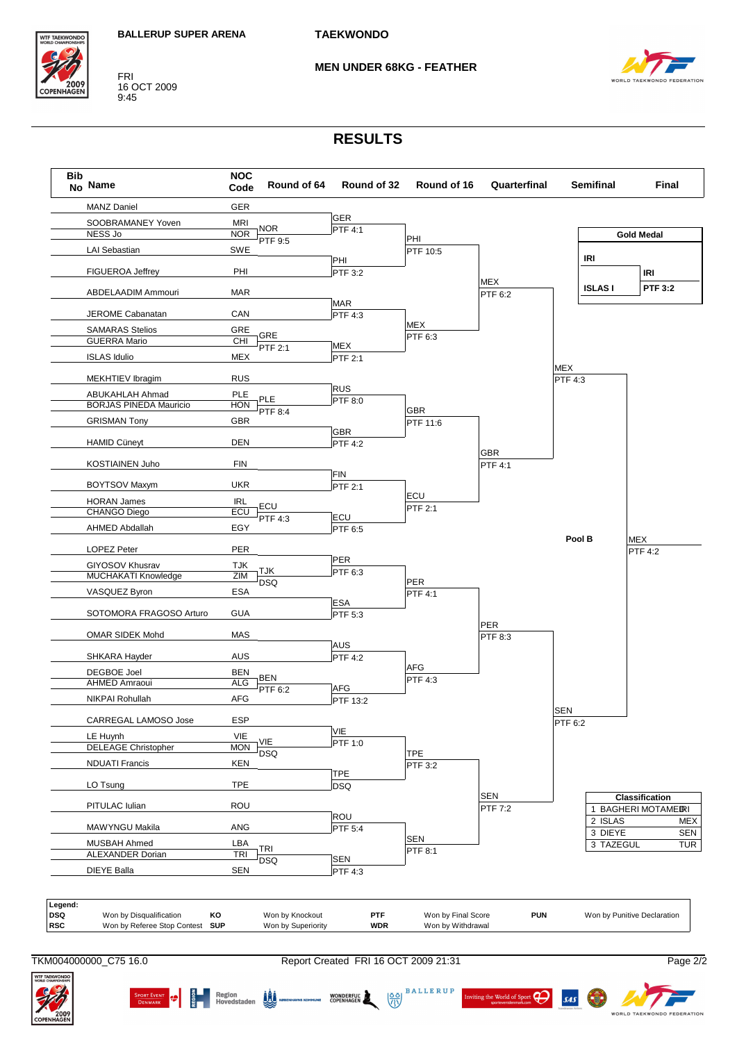BALLERUP SUPER ARENA

FRI
16 OCT 2009
9:45

TAEKWONDO

MEN UNDER 68KG - FEATHER

# RESULTS

| Name | NOC Code | Round of 64 | Round of 32 | Round of 16 | Quarterfinal | Semifinal |
|---|---|---|---|---|---|---|
| MANZ Daniel | GER | | GER PTF 4:1 | PHI PTF 10:5 | MEX PTF 6:2 | MEX PTF 4:3 |
| SOOBRAMANEY Yoven | MRI | NOR PTF 9:5 | | | | |
| NESS Jo | NOR | | | | | |
| LAI Sebastian | SWE | | | | | |
| FIGUEROA Jeffrey | PHI | | PHI PTF 3:2 | | | |
| ABDELAADIM Ammouri | MAR | | MAR PTF 4:3 | MEX PTF 6:3 | | |
| JEROME Cabanatan | CAN | | | | | |
| SAMARAS Stelios | GRE | GRE PTF 2:1 | MEX PTF 2:1 | | | |
| GUERRA Mario | CHI | | | | | |
| ISLAS Idulio | MEX | | | | | |
| MEKHTIEV Ibragim | RUS | | RUS PTF 8:0 | GBR PTF 11:6 | GBR PTF 4:1 | |
| ABUKAHLAH Ahmad | PLE | PLE PTF 8:4 | | | | |
| BORJAS PINEDA Mauricio | HON | | | | | |
| GRISMAN Tony | GBR | | GBR PTF 4:2 | | | |
| HAMID Cüneyt | DEN | | | | | |
| KOSTIAINEN Juho | FIN | | FIN PTF 2:1 | ECU PTF 2:1 | | |
| BOYTSOV Maxym | UKR | | | | | |
| HORAN James | IRL | ECU PTF 4:3 | ECU PTF 6:5 | | | |
| CHANGO Diego | ECU | | | | | |
| AHMED Abdallah | EGY | | | | | |
| LOPEZ Peter | PER | | PER PTF 6:3 | PER PTF 4:1 | PER PTF 8:3 | SEN PTF 6:2 |
| GIYOSOV Khusrav | TJK | TJK DSQ | | | | |
| MUCHAKATI Knowledge | ZIM | | | | | |
| VASQUEZ Byron | ESA | | ESA PTF 5:3 | | | |
| SOTOMORA FRAGOSO Arturo | GUA | | | | | |
| OMAR SIDEK Mohd | MAS | | AUS PTF 4:2 | AFG PTF 4:3 | | |
| SHKARA Hayder | AUS | | | | | |
| DEGBOE Joel | BEN | BEN PTF 6:2 | AFG PTF 13:2 | | | |
| AHMED Amraoui | ALG | | | | | |
| NIKPAI Rohullah | AFG | | | | | |
| CARREGAL LAMOSO Jose | ESP | | VIE PTF 1:0 | TPE PTF 3:2 | SEN PTF 7:2 | |
| LE Huynh | VIE | VIE DSQ | | | | |
| DELEAGE Christopher | MON | | | | | |
| NDUATI Francis | KEN | | TPE DSQ | | | |
| LO Tsung | TPE | | | | | |
| PITULAC Iulian | ROU | | ROU PTF 5:4 | SEN PTF 8:1 | | |
| MAWYNGU Makila | ANG | | | | | |
| MUSBAH Ahmed | LBA | TRI DSQ | SEN PTF 4:3 | | | |
| ALEXANDER Dorian | TRI | | | | | |
| DIEYE Balla | SEN | | | | | |

**Pool B** Final: MEX PTF 4:2

**Gold Medal**

| | |
|---|---|
| IRI | IRI PTF 3:2 |
| ISLAS I | |

**Classification**

| | | |
|---|---|---|
| 1 | BAGHERI MOTAMED | IRI |
| 2 | ISLAS | MEX |
| 3 | DIEYE | SEN |
| 3 | TAZEGUL | TUR |

**Legend:**

| | | | | | | | |
|---|---|---|---|---|---|---|---|
| DSQ | Won by Disqualification | KO | Won by Knockout | PTF | Won by Final Score | PUN | Won by Punitive Declaration |
| RSC | Won by Referee Stop Contest | SUP | Won by Superiority | WDR | Won by Withdrawal | | |

TKM004000000_C75 16.0 Report Created FRI 16 OCT 2009 21:31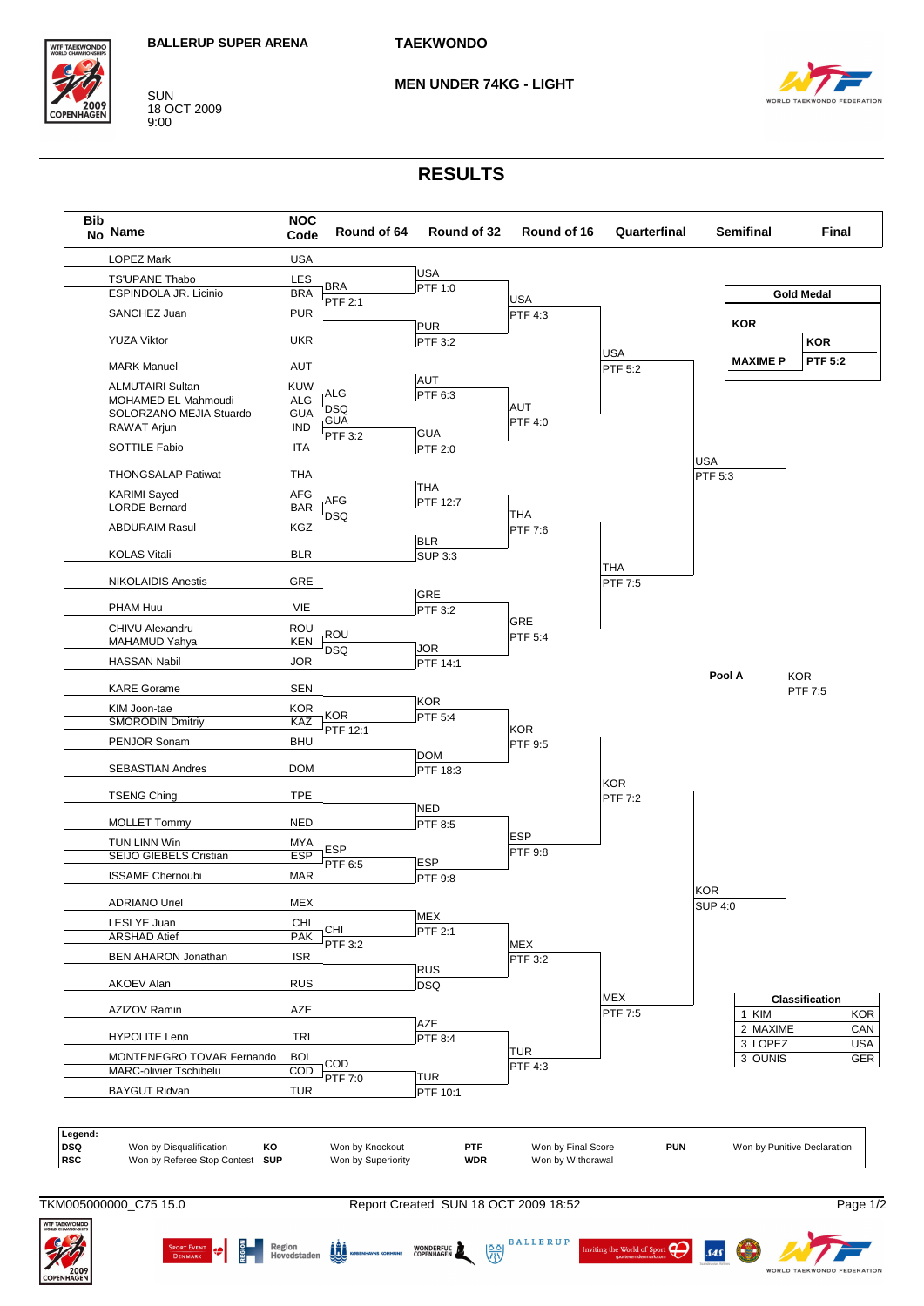BALLERUP SUPER ARENA

# TAEKWONDO

SUN
18 OCT 2009
9:00

## MEN UNDER 74KG - LIGHT

# RESULTS

| Bib No | Name | NOC Code | Round of 64 | Round of 32 | Round of 16 | Quarterfinal | Semifinal | Final |
|---|---|---|---|---|---|---|---|---|
| | LOPEZ Mark | USA | | USA PTF 1:0 | USA PTF 4:3 | USA PTF 5:2 | USA PTF 5:3 | |
| | TS'UPANE Thabo | LES | BRA PTF 2:1 | | | | | |
| | ESPINDOLA JR. Licinio | BRA | | | | | | |
| | SANCHEZ Juan | PUR | | PUR PTF 3:2 | | | | |
| | YUZA Viktor | UKR | | | | | | |
| | MARK Manuel | AUT | | AUT PTF 6:3 | AUT PTF 4:0 | | | |
| | ALMUTAIRI Sultan | KUW | ALG DSQ | | | | | |
| | MOHAMED EL Mahmoudi | ALG | | | | | | |
| | SOLORZANO MEJIA Stuardo | GUA | GUA PTF 3:2 | GUA PTF 2:0 | | | | |
| | RAWAT Arjun | IND | | | | | | |
| | SOTTILE Fabio | ITA | | | | | | |
| | THONGSALAP Patiwat | THA | | THA PTF 12:7 | THA PTF 7:6 | THA PTF 7:5 | | |
| | KARIMI Sayed | AFG | AFG DSQ | | | | | |
| | LORDE Bernard | BAR | | | | | | |
| | ABDURAIM Rasul | KGZ | | BLR SUP 3:3 | | | | |
| | KOLAS Vitali | BLR | | | | | | |
| | NIKOLAIDIS Anestis | GRE | | GRE PTF 3:2 | GRE PTF 5:4 | | | |
| | PHAM Huu | VIE | | | | | | |
| | CHIVU Alexandru | ROU | ROU DSQ | | | | | |
| | MAHAMUD Yahya | KEN | | JOR PTF 14:1 | | | | |
| | HASSAN Nabil | JOR | | | | | | |
| | KARE Gorame | SEN | | KOR PTF 5:4 | KOR PTF 9:5 | KOR PTF 7:2 | KOR SUP 4:0 | KOR PTF 7:5 |
| | KIM Joon-tae | KOR | KOR PTF 12:1 | | | | | |
| | SMORODIN Dmitriy | KAZ | | | | | | |
| | PENJOR Sonam | BHU | | DOM PTF 18:3 | | | | |
| | SEBASTIAN Andres | DOM | | | | | | |
| | TSENG Ching | TPE | | NED PTF 8:5 | ESP PTF 9:8 | | | |
| | MOLLET Tommy | NED | | | | | | |
| | TUN LINN Win | MYA | ESP PTF 6:5 | | | | | |
| | SEIJO GIEBELS Cristian | ESP | | ESP PTF 9:8 | | | | |
| | ISSAME Chernoubi | MAR | | | | | | |
| | ADRIANO Uriel | MEX | | MEX PTF 2:1 | MEX PTF 3:2 | MEX PTF 7:5 | | |
| | LESLYE Juan | CHI | CHI PTF 3:2 | | | | | |
| | ARSHAD Atief | PAK | | | | | | |
| | BEN AHARON Jonathan | ISR | | RUS DSQ | | | | |
| | AKOEV Alan | RUS | | | | | | |
| | AZIZOV Ramin | AZE | | AZE PTF 8:4 | TUR PTF 4:3 | | | |
| | HYPOLITE Lenn | TRI | | | | | | |
| | MONTENEGRO TOVAR Fernando | BOL | COD PTF 7:0 | | | | | |
| | MARC-olivier Tschibelu | COD | | TUR PTF 10:1 | | | | |
| | BAYGUT Ridvan | TUR | | | | | | |

Pool A

**Gold Medal**

| | | |
|---|---|---|
| **KOR** | | **KOR** |
| **MAXIME P** | | **PTF 5:2** |

**Classification**

| Rank | Name | NOC |
|---|---|---|
| 1 | KIM | KOR |
| 2 | MAXIME | CAN |
| 3 | LOPEZ | USA |
| 3 | OUNIS | GER |

**Legend:**

| Code | Description | Code | Description | Code | Description | Code | Description |
|---|---|---|---|---|---|---|---|
| DSQ | Won by Disqualification | KO | Won by Knockout | PTF | Won by Final Score | PUN | Won by Punitive Declaration |
| RSC | Won by Referee Stop Contest | SUP | Won by Superiority | WDR | Won by Withdrawal | | |

TKM005000000_C75 15.0 Report Created SUN 18 OCT 2009 18:52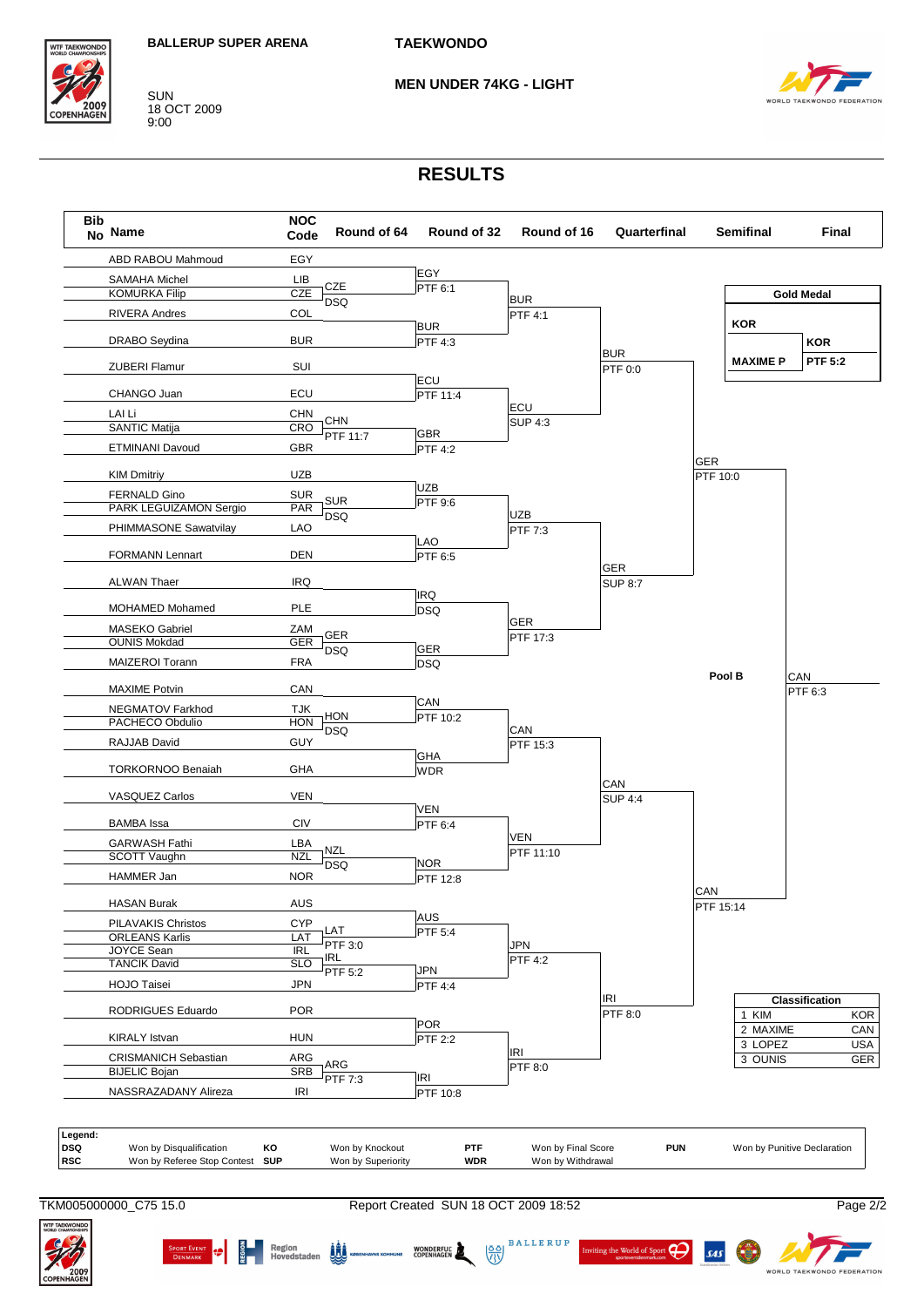BALLERUP SUPER ARENA

SUN
18 OCT 2009
9:00

**TAEKWONDO**

**MEN UNDER 74KG - LIGHT**

# RESULTS

| Bib No | Name | NOC Code |
|---|---|---|
| | ABD RABOU Mahmoud | EGY |
| | SAMAHA Michel | LIB |
| | KOMURKA Filip | CZE |
| | RIVERA Andres | COL |
| | DRABO Seydina | BUR |
| | ZUBERI Flamur | SUI |
| | CHANGO Juan | ECU |
| | LAI Li | CHN |
| | SANTIC Matija | CRO |
| | ETMINANI Davoud | GBR |
| | KIM Dmitriy | UZB |
| | FERNALD Gino | SUR |
| | PARK LEGUIZAMON Sergio | PAR |
| | PHIMMASONE Sawatvilay | LAO |
| | FORMANN Lennart | DEN |
| | ALWAN Thaer | IRQ |
| | MOHAMED Mohamed | PLE |
| | MASEKO Gabriel | ZAM |
| | OUNIS Mokdad | GER |
| | MAIZEROI Torann | FRA |
| | MAXIME Potvin | CAN |
| | NEGMATOV Farkhod | TJK |
| | PACHECO Obdulio | HON |
| | RAJJAB David | GUY |
| | TORKORNOO Benaiah | GHA |
| | VASQUEZ Carlos | VEN |
| | BAMBA Issa | CIV |
| | GARWASH Fathi | LBA |
| | SCOTT Vaughn | NZL |
| | HAMMER Jan | NOR |
| | HASAN Burak | AUS |
| | PILAVAKIS Christos | CYP |
| | ORLEANS Karlis | LAT |
| | JOYCE Sean | IRL |
| | TANCIK David | SLO |
| | HOJO Taisei | JPN |
| | RODRIGUES Eduardo | POR |
| | KIRALY Istvan | HUN |
| | CRISMANICH Sebastian | ARG |
| | BIJELIC Bojan | SRB |
| | NASSRAZADANY Alireza | IRI |

**Round of 64:** CZE DSQ; CHN PTF 11:7; SUR DSQ; GER DSQ; HON DSQ; NZL DSQ; LAT PTF 3:0; IRL PTF 5:2; ARG PTF 7:3

**Round of 32:** EGY PTF 6:1; BUR PTF 4:3; ECU PTF 11:4; GBR PTF 4:2; UZB PTF 9:6; LAO PTF 6:5; IRQ DSQ; GER DSQ; CAN PTF 10:2; GHA WDR; VEN PTF 6:4; NOR PTF 12:8; AUS PTF 5:4; JPN PTF 4:4; POR PTF 2:2; IRI PTF 10:8

**Round of 16:** BUR PTF 4:1; ECU SUP 4:3; UZB PTF 7:3; GER PTF 17:3; CAN PTF 15:3; VEN PTF 11:10; JPN PTF 4:2; IRI PTF 8:0

**Quarterfinal:** BUR PTF 0:0; GER SUP 8:7; CAN SUP 4:4; IRI PTF 8:0

**Semifinal:** GER PTF 10:0; CAN PTF 15:14

**Pool B Final:** CAN PTF 6:3

| Gold Medal | |
|---|---|
| KOR | KOR |
| MAXIME P | PTF 5:2 |

| Classification | |
|---|---|
| 1 KIM | KOR |
| 2 MAXIME | CAN |
| 3 LOPEZ | USA |
| 3 OUNIS | GER |

**Legend:**

| | | | | | | | |
|---|---|---|---|---|---|---|---|
| DSQ | Won by Disqualification | KO | Won by Knockout | PTF | Won by Final Score | PUN | Won by Punitive Declaration |
| RSC | Won by Referee Stop Contest | SUP | Won by Superiority | WDR | Won by Withdrawal | | |

TKM005000000_C75 15.0 Report Created SUN 18 OCT 2009 18:52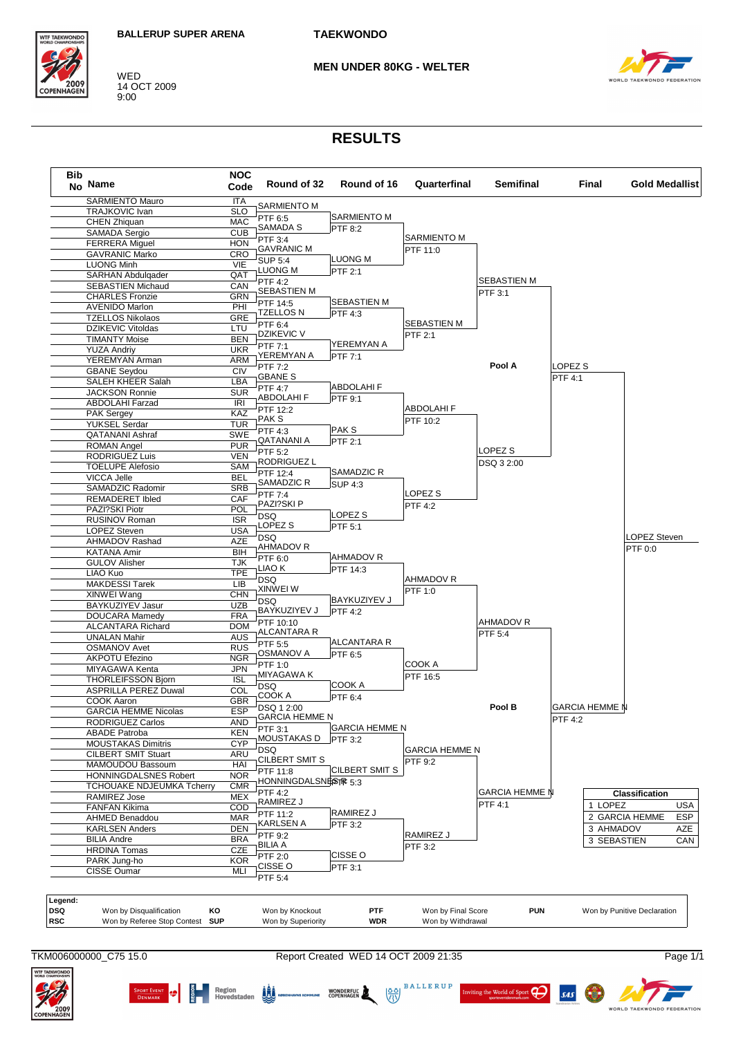BALLERUP SUPER ARENA

TAEKWONDO

WED
14 OCT 2009
9:00

MEN UNDER 80KG - WELTER

# RESULTS

| Bib No | Name | NOC Code |
|---|---|---|
| | SARMIENTO Mauro | ITA |
| | TRAJKOVIC Ivan | SLO |
| | CHEN Zhiquan | MAC |
| | SAMADA Sergio | CUB |
| | FERRERA Miguel | HON |
| | GAVRANIC Marko | CRO |
| | LUONG Minh | VIE |
| | SARHAN Abdulqader | QAT |
| | SEBASTIEN Michaud | CAN |
| | CHARLES Fronzie | GRN |
| | AVENIDO Marlon | PHI |
| | TZELLOS Nikolaos | GRE |
| | DZIKEVIC Vitoldas | LTU |
| | TIMANTY Moise | BEN |
| | YUZA Andriy | UKR |
| | YEREMYAN Arman | ARM |
| | GBANE Seydou | CIV |
| | SALEH KHEER Salah | LBA |
| | JACKSON Ronnie | SUR |
| | ABDOLAHI Farzad | IRI |
| | PAK Sergey | KAZ |
| | YUKSEL Serdar | TUR |
| | QATANANI Ashraf | SWE |
| | ROMAN Angel | PUR |
| | RODRIGUEZ Luis | VEN |
| | TOELUPE Alefosio | SAM |
| | VICCA Jelle | BEL |
| | SAMADZIC Radomir | SRB |
| | REMADERET Ibled | CAF |
| | PAZI?SKI Piotr | POL |
| | RUSINOV Roman | ISR |
| | LOPEZ Steven | USA |
| | AHMADOV Rashad | AZE |
| | KATANA Amir | BIH |
| | GULOV Alisher | TJK |
| | LIAO Kuo | TPE |
| | MAKDESSI Tarek | LIB |
| | XINWEI Wang | CHN |
| | BAYKUZIYEV Jasur | UZB |
| | DOUCARA Mamedy | FRA |
| | ALCANTARA Richard | DOM |
| | UNALAN Mahir | AUS |
| | OSMANOV Avet | RUS |
| | AKPOTU Efezino | NGR |
| | MIYAGAWA Kenta | JPN |
| | THORLEIFSSON Bjorn | ISL |
| | ASPRILLA PEREZ Duwal | COL |
| | COOK Aaron | GBR |
| | GARCIA HEMME Nicolas | ESP |
| | RODRIGUEZ Carlos | AND |
| | ABADE Patroba | KEN |
| | MOUSTAKAS Dimitris | CYP |
| | CILBERT SMIT Stuart | ARU |
| | MAMOUDOU Bassoum | HAI |
| | HONNINGDALSNES Robert | NOR |
| | TCHOUAKE NDJEUMKA Tcherry | CMR |
| | RAMIREZ Jose | MEX |
| | FANFAN Kikima | COD |
| | AHMED Benaddou | MAR |
| | KARLSEN Anders | DEN |
| | BILIA Andre | BRA |
| | HRDINA Tomas | CZE |
| | PARK Jung-ho | KOR |
| | CISSE Oumar | MLI |

**Round of 32**

| Winner | Result |
|---|---|
| SARMIENTO M | PTF 6:5 |
| SAMADA S | PTF 3:4 |
| GAVRANIC M | SUP 5:4 |
| LUONG M | PTF 4:2 |
| SEBASTIEN M | PTF 14:5 |
| TZELLOS N | PTF 6:4 |
| DZIKEVIC V | PTF 7:1 |
| YEREMYAN A | PTF 7:2 |
| GBANE S | PTF 4:7 |
| ABDOLAHI F | PTF 12:2 |
| PAK S | PTF 4:3 |
| QATANANI A | PTF 5:2 |
| RODRIGUEZ L | PTF 12:4 |
| SAMADZIC R | PTF 7:4 |
| PAZI?SKI P | DSQ |
| LOPEZ S | DSQ |
| AHMADOV R | PTF 6:0 |
| LIAO K | DSQ |
| XINWEI W | DSQ |
| BAYKUZIYEV J | PTF 10:10 |
| ALCANTARA R | PTF 5:5 |
| OSMANOV A | PTF 1:0 |
| MIYAGAWA K | DSQ |
| COOK A | DSQ 1 2:00 |
| GARCIA HEMME N | PTF 3:1 |
| MOUSTAKAS D | DSQ |
| CILBERT SMIT S | PTF 11:8 |
| HONNINGDALSNES R | PTF 4:2 |
| RAMIREZ J | PTF 11:2 |
| KARLSEN A | PTF 9:2 |
| BILIA A | PTF 2:0 |
| CISSE O | PTF 5:4 |

**Round of 16**

| Winner | Result |
|---|---|
| SARMIENTO M | PTF 8:2 |
| LUONG M | PTF 2:1 |
| SEBASTIEN M | PTF 4:3 |
| YEREMYAN A | PTF 7:1 |
| ABDOLAHI F | PTF 9:1 |
| PAK S | PTF 2:1 |
| SAMADZIC R | SUP 4:3 |
| LOPEZ S | PTF 5:1 |
| AHMADOV R | PTF 14:3 |
| BAYKUZIYEV J | PTF 4:2 |
| ALCANTARA R | PTF 6:5 |
| COOK A | PTF 6:4 |
| GARCIA HEMME N | PTF 3:2 |
| CILBERT SMIT S | PTF 5:3 |
| RAMIREZ J | PTF 3:2 |
| CISSE O | PTF 3:1 |

**Quarterfinal**

| Winner | Result |
|---|---|
| SARMIENTO M | PTF 11:0 |
| SEBASTIEN M | PTF 2:1 |
| ABDOLAHI F | PTF 10:2 |
| LOPEZ S | PTF 4:2 |
| AHMADOV R | PTF 1:0 |
| COOK A | PTF 16:5 |
| GARCIA HEMME N | PTF 9:2 |
| RAMIREZ J | PTF 3:2 |

**Semifinal**

| Pool | Winner | Result |
|---|---|---|
| Pool A | SEBASTIEN M | PTF 3:1 |
| Pool A | LOPEZ S | DSQ 3 2:00 |
| Pool B | AHMADOV R | PTF 5:4 |
| Pool B | GARCIA HEMME N | PTF 4:1 |

**Final**

| Winner | Result |
|---|---|
| LOPEZ S | PTF 4:1 |
| GARCIA HEMME N | PTF 4:2 |

**Gold Medallist**

LOPEZ Steven — PTF 0:0

**Classification**

| Rank | Name | NOC |
|---|---|---|
| 1 | LOPEZ | USA |
| 2 | GARCIA HEMME | ESP |
| 3 | AHMADOV | AZE |
| 3 | SEBASTIEN | CAN |

**Legend:**

| | | | | | | | |
|---|---|---|---|---|---|---|---|
| DSQ | Won by Disqualification | KO | Won by Knockout | PTF | Won by Final Score | PUN | Won by Punitive Declaration |
| RSC | Won by Referee Stop Contest | SUP | Won by Superiority | WDR | Won by Withdrawal | | |

TKM006000000_C75 15.0 Report Created WED 14 OCT 2009 21:35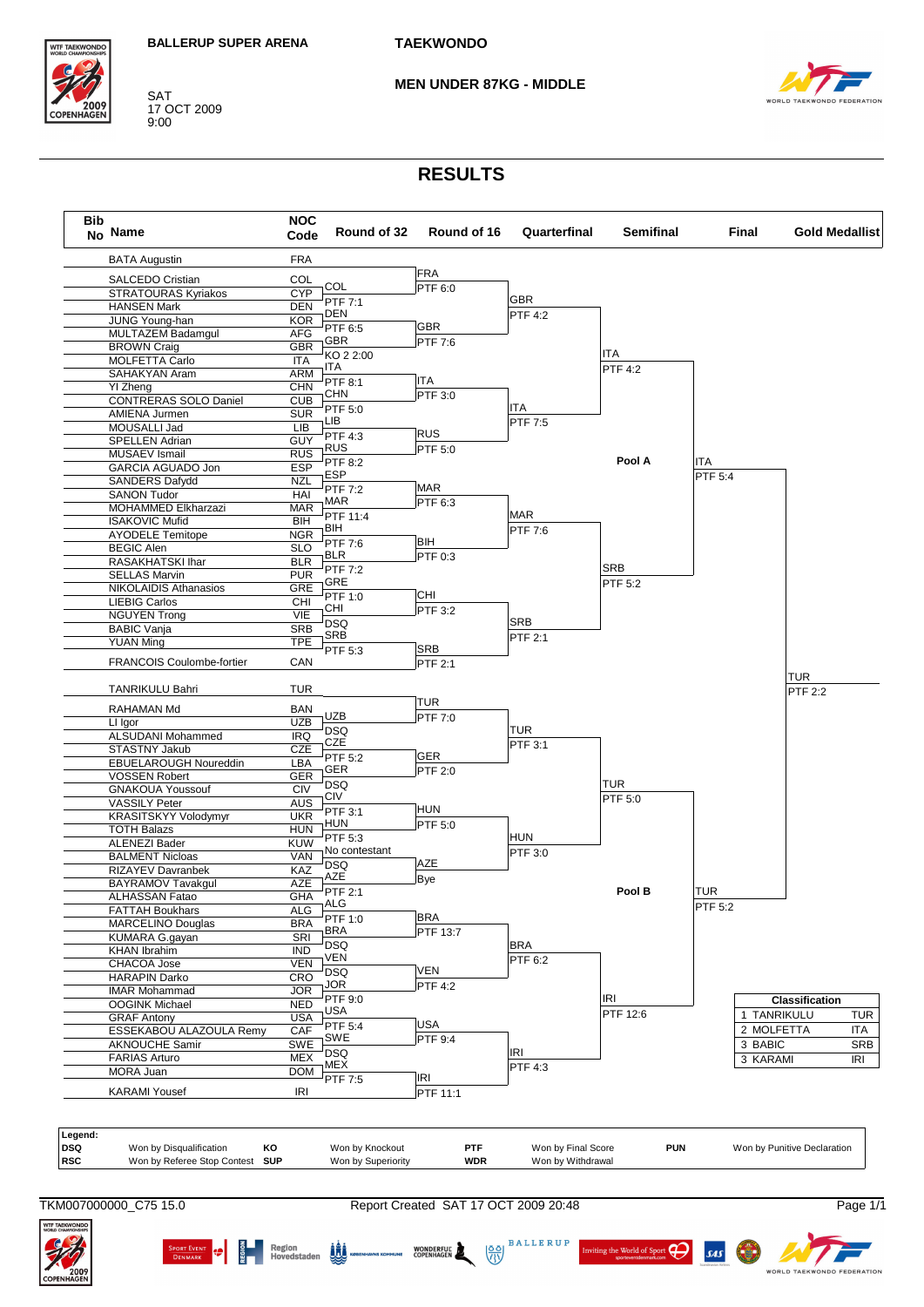BALLERUP SUPER ARENA

TAEKWONDO

SAT
17 OCT 2009
9:00

MEN UNDER 87KG - MIDDLE

# RESULTS

| Bib No | Name | NOC Code |
|---|---|---|
| | BATA Augustin | FRA |
| | SALCEDO Cristian | COL |
| | STRATOURAS Kyriakos | CYP |
| | HANSEN Mark | DEN |
| | JUNG Young-han | KOR |
| | MULTAZEM Badamgul | AFG |
| | BROWN Craig | GBR |
| | MOLFETTA Carlo | ITA |
| | SAHAKYAN Aram | ARM |
| | YI Zheng | CHN |
| | CONTRERAS SOLO Daniel | CUB |
| | AMIENA Jurmen | SUR |
| | MOUSALLI Jad | LIB |
| | SPELLEN Adrian | GUY |
| | MUSAEV Ismail | RUS |
| | GARCIA AGUADO Jon | ESP |
| | SANDERS Dafydd | NZL |
| | SANON Tudor | HAI |
| | MOHAMMED Elkharzazi | MAR |
| | ISAKOVIC Mufid | BIH |
| | AYODELE Temitope | NGR |
| | BEGIC Alen | SLO |
| | RASAKHATSKI Ihar | BLR |
| | SELLAS Marvin | PUR |
| | NIKOLAIDIS Athanasios | GRE |
| | LIEBIG Carlos | CHI |
| | NGUYEN Trong | VIE |
| | BABIC Vanja | SRB |
| | YUAN Ming | TPE |
| | FRANCOIS Coulombe-fortier | CAN |
| | TANRIKULU Bahri | TUR |
| | RAHAMAN Md | BAN |
| | LI Igor | UZB |
| | ALSUDANI Mohammed | IRQ |
| | STASTNY Jakub | CZE |
| | EBUELAROUGH Noureddin | LBA |
| | VOSSEN Robert | GER |
| | GNAKOUA Youssouf | CIV |
| | VASSILY Peter | AUS |
| | KRASITSKYY Volodymyr | UKR |
| | TOTH Balazs | HUN |
| | ALENEZI Bader | KUW |
| | BALMENT Nicloas | VAN |
| | RIZAYEV Davranbek | KAZ |
| | BAYRAMOV Tavakgul | AZE |
| | ALHASSAN Fatao | GHA |
| | FATTAH Boukhars | ALG |
| | MARCELINO Douglas | BRA |
| | KUMARA G.gayan | SRI |
| | KHAN Ibrahim | IND |
| | CHACOA Jose | VEN |
| | HARAPIN Darko | CRO |
| | IMAR Mohammad | JOR |
| | OOGINK Michael | NED |
| | GRAF Antony | USA |
| | ESSEKABOU ALAZOULA Remy | CAF |
| | AKNOUCHE Samir | SWE |
| | FARIAS Arturo | MEX |
| | MORA Juan | DOM |
| | KARAMI Yousef | IRI |

## Round of 32

| Winner | Result |
|---|---|
| COL | PTF 7:1 |
| DEN | PTF 6:5 |
| GBR | KO 2 2:00 |
| ITA | PTF 8:1 |
| CHN | PTF 5:0 |
| LIB | PTF 4:3 |
| RUS | PTF 8:2 |
| ESP | PTF 7:2 |
| MAR | PTF 11:4 |
| BIH | PTF 7:6 |
| BLR | PTF 7:2 |
| GRE | PTF 1:0 |
| CHI | DSQ |
| SRB | PTF 5:3 |
| UZB | DSQ |
| CZE | PTF 5:2 |
| GER | DSQ |
| CIV | PTF 3:1 |
| HUN | PTF 5:3 |
| No contestant | DSQ |
| AZE | PTF 2:1 |
| ALG | PTF 1:0 |
| BRA | DSQ |
| VEN | DSQ |
| JOR | PTF 9:0 |
| USA | PTF 5:4 |
| SWE | DSQ |
| MEX | PTF 7:5 |

## Round of 16

| Winner | Result |
|---|---|
| FRA | PTF 6:0 |
| GBR | PTF 7:6 |
| ITA | PTF 3:0 |
| RUS | PTF 5:0 |
| MAR | PTF 6:3 |
| BIH | PTF 0:3 |
| CHI | PTF 3:2 |
| SRB | PTF 2:1 |
| TUR | PTF 7:0 |
| GER | PTF 2:0 |
| HUN | PTF 5:0 |
| AZE | Bye |
| BRA | PTF 13:7 |
| VEN | PTF 4:2 |
| USA | PTF 9:4 |
| IRI | PTF 11:1 |

## Quarterfinal

| Winner | Result |
|---|---|
| GBR | PTF 4:2 |
| ITA | PTF 7:5 |
| MAR | PTF 7:6 |
| SRB | PTF 2:1 |
| TUR | PTF 3:1 |
| HUN | PTF 3:0 |
| BRA | PTF 6:2 |
| IRI | PTF 4:3 |

## Semifinal

| Winner | Result |
|---|---|
| ITA | PTF 4:2 |
| SRB | PTF 5:2 |
| TUR | PTF 5:0 |
| IRI | PTF 12:6 |

Pool A

Pool B

## Final

| Winner | Result |
|---|---|
| ITA | PTF 5:4 |
| TUR | PTF 5:2 |

## Gold Medallist

TUR
PTF 2:2

## Classification

| | Name | NOC |
|---|---|---|
| 1 | TANRIKULU | TUR |
| 2 | MOLFETTA | ITA |
| 3 | BABIC | SRB |
| 3 | KARAMI | IRI |

**Legend:**

| | | | | | | | |
|---|---|---|---|---|---|---|---|
| DSQ | Won by Disqualification | KO | Won by Knockout | PTF | Won by Final Score | PUN | Won by Punitive Declaration |
| RSC | Won by Referee Stop Contest | SUP | Won by Superiority | WDR | Won by Withdrawal | | |

TKM007000000_C75 15.0 Report Created SAT 17 OCT 2009 20:48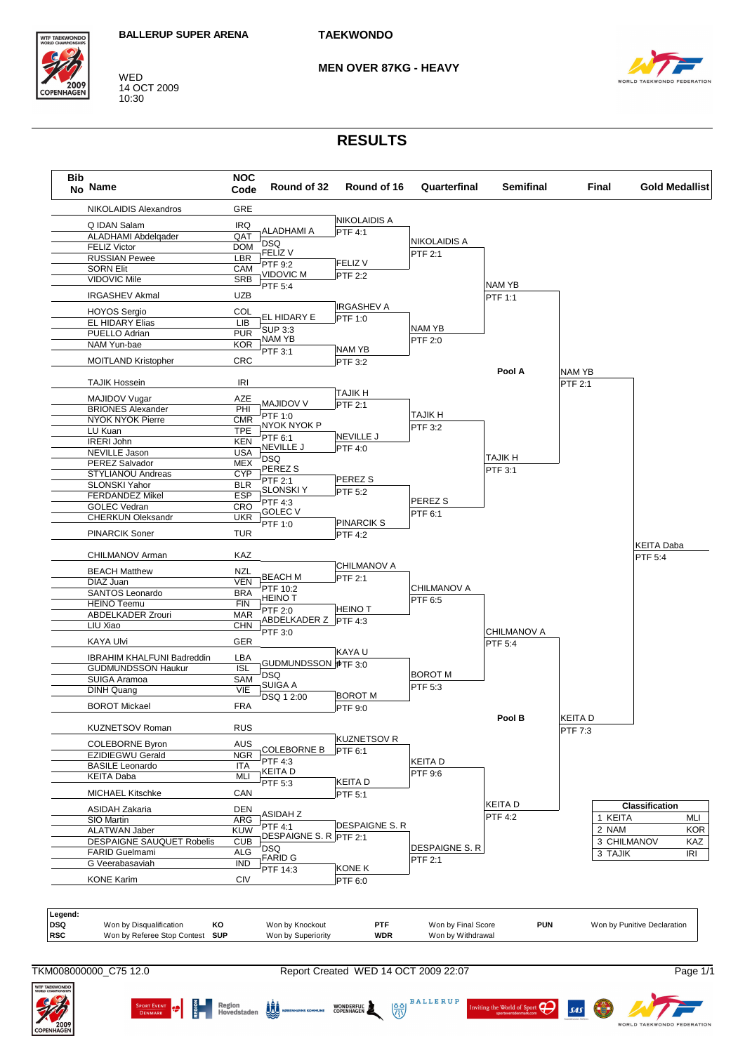BALLERUP SUPER ARENA

TAEKWONDO

WED
14 OCT 2009
10:30

MEN OVER 87KG - HEAVY

# RESULTS

| Bib No | Name | NOC Code |
|---|---|---|
| | NIKOLAIDIS Alexandros | GRE |
| | Q IDAN Salam | IRQ |
| | ALADHAMI Abdelqader | QAT |
| | FELIZ Victor | DOM |
| | RUSSIAN Pewee | LBR |
| | SORN Elit | CAM |
| | VIDOVIC Mile | SRB |
| | IRGASHEV Akmal | UZB |
| | HOYOS Sergio | COL |
| | EL HIDARY Elias | LIB |
| | PUELLO Adrian | PUR |
| | NAM Yun-bae | KOR |
| | MOITLAND Kristopher | CRC |
| | TAJIK Hossein | IRI |
| | MAJIDOV Vugar | AZE |
| | BRIONES Alexander | PHI |
| | NYOK NYOK Pierre | CMR |
| | LU Kuan | TPE |
| | IRERI John | KEN |
| | NEVILLE Jason | USA |
| | PEREZ Salvador | MEX |
| | STYLIANOU Andreas | CYP |
| | SLONSKI Yahor | BLR |
| | FERDANDEZ Mikel | ESP |
| | GOLEC Vedran | CRO |
| | CHERKUN Oleksandr | UKR |
| | PINARCIK Soner | TUR |
| | CHILMANOV Arman | KAZ |
| | BEACH Matthew | NZL |
| | DIAZ Juan | VEN |
| | SANTOS Leonardo | BRA |
| | HEINO Teemu | FIN |
| | ABDELKADER Zrouri | MAR |
| | LIU Xiao | CHN |
| | KAYA Ulvi | GER |
| | IBRAHIM KHALFUNI Badreddin | LBA |
| | GUDMUNDSSON Haukur | ISL |
| | SUIGA Aramoa | SAM |
| | DINH Quang | VIE |
| | BOROT Mickael | FRA |
| | KUZNETSOV Roman | RUS |
| | COLEBORNE Byron | AUS |
| | EZIDIEGWU Gerald | NGR |
| | BASILE Leonardo | ITA |
| | KEITA Daba | MLI |
| | MICHAEL Kitschke | CAN |
| | ASIDAH Zakaria | DEN |
| | SIO Martin | ARG |
| | ALATWAN Jaber | KUW |
| | DESPAIGNE SAUQUET Robelis | CUB |
| | FARID Guelmami | ALG |
| | G Veerabasaviah | IND |
| | KONE Karim | CIV |

**Round of 32**

- ALADHAMI A — DSQ
- FELIZ V — PTF 9:2
- VIDOVIC M — PTF 5:4
- EL HIDARY E — SUP 3:3
- NAM YB — PTF 3:1
- MAJIDOV V — PTF 1:0
- NYOK NYOK P — PTF 6:1
- NEVILLE J — DSQ
- PEREZ S — PTF 2:1
- SLONSKI Y — PTF 4:3
- GOLEC V — PTF 1:0
- BEACH M — PTF 10:2
- HEINO T — PTF 2:0
- ABDELKADER Z — PTF 3:0
- GUDMUNDSSON H — DSQ
- SUIGA A — DSQ 1 2:00
- COLEBORNE B — PTF 4:3
- KEITA D — PTF 5:3
- ASIDAH Z — PTF 4:1
- DESPAIGNE S. R — DSQ
- FARID G — PTF 14:3

**Round of 16**

- NIKOLAIDIS A — PTF 4:1
- FELIZ V — PTF 2:2
- IRGASHEV A — PTF 1:0
- NAM YB — PTF 3:2
- TAJIK H — PTF 2:1
- NEVILLE J — PTF 4:0
- PEREZ S — PTF 5:2
- PINARCIK S — PTF 4:2
- CHILMANOV A — PTF 2:1
- HEINO T — PTF 4:3
- KAYA U — PTF 3:0
- BOROT M — PTF 9:0
- KUZNETSOV R — PTF 6:1
- KEITA D — PTF 5:1
- DESPAIGNE S. R — PTF 2:1
- KONE K — PTF 6:0

**Quarterfinal**

- NIKOLAIDIS A — PTF 2:1
- NAM YB — PTF 2:0
- TAJIK H — PTF 3:2
- PEREZ S — PTF 6:1
- CHILMANOV A — PTF 6:5
- BOROT M — PTF 5:3
- KEITA D — PTF 9:6
- DESPAIGNE S. R — PTF 2:1

**Semifinal**

- Pool A: NAM YB — PTF 1:1; TAJIK H — PTF 3:1
- Pool B: CHILMANOV A — PTF 5:4; KEITA D — PTF 4:2

**Final**

- NAM YB — PTF 2:1
- KEITA D — PTF 7:3

**Gold Medallist**

- KEITA Daba — PTF 5:4

| Classification | | |
|---|---|---|
| 1 | KEITA | MLI |
| 2 | NAM | KOR |
| 3 | CHILMANOV | KAZ |
| 3 | TAJIK | IRI |

**Legend:**

| | | | | | | | |
|---|---|---|---|---|---|---|---|
| DSQ | Won by Disqualification | KO | Won by Knockout | PTF | Won by Final Score | PUN | Won by Punitive Declaration |
| RSC | Won by Referee Stop Contest | SUP | Won by Superiority | WDR | Won by Withdrawal | | |

TKM008000000_C75 12.0

Report Created WED 14 OCT 2009 22:07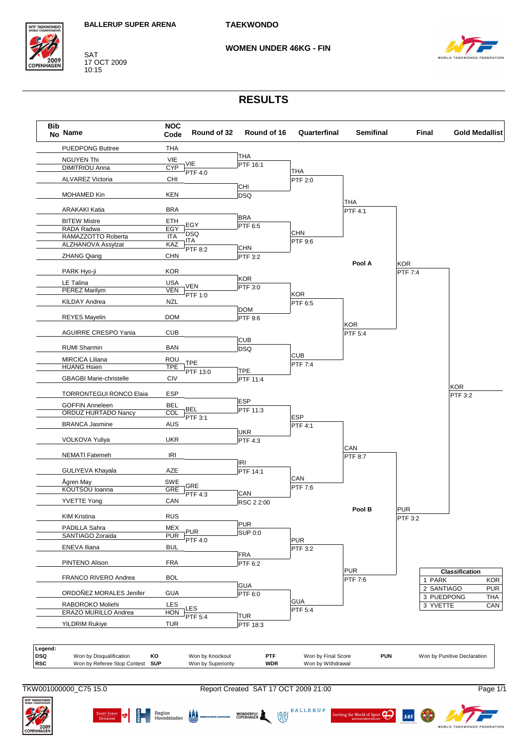BALLERUP SUPER ARENA

SAT
17 OCT 2009
10:15

TAEKWONDO

WOMEN UNDER 46KG - FIN

# RESULTS

| Bib No | Name | NOC Code |
|---|---|---|
| | PUEDPONG Buttree | THA |
| | NGUYEN Thi | VIE |
| | DIMITRIOU Anna | CYP |
| | ALVAREZ Victoria | CHI |
| | MOHAMED Kin | KEN |
| | ARAKAKI Katia | BRA |
| | BITEW Mistre | ETH |
| | RADA Radwa | EGY |
| | RAMAZZOTTO Roberta | ITA |
| | ALZHANOVA Assylzat | KAZ |
| | ZHANG Qiang | CHN |
| | PARK Hyo-ji | KOR |
| | LE Talina | USA |
| | PEREZ Marilym | VEN |
| | KILDAY Andrea | NZL |
| | REYES Mayelin | DOM |
| | AGUIRRE CRESPO Yania | CUB |
| | RUMI Sharmin | BAN |
| | MIRCICA Liliana | ROU |
| | HUANG Hsien | TPE |
| | GBAGBI Marie-christelle | CIV |
| | TORRONTEGUI RONCO Elaia | ESP |
| | GOFFIN Anneleen | BEL |
| | ORDUZ HURTADO Nancy | COL |
| | BRANCA Jasmine | AUS |
| | VOLKOVA Yuliya | UKR |
| | NEMATI Fatemeh | IRI |
| | GULIYEVA Khayala | AZE |
| | Ågren May | SWE |
| | KOUTSOU Ioanna | GRE |
| | YVETTE Yong | CAN |
| | KIM Kristina | RUS |
| | PADILLA Sahra | MEX |
| | SANTIAGO Zoraida | PUR |
| | ENEVA Iliana | BUL |
| | PINTENO Alison | FRA |
| | FRANCO RIVERO Andrea | BOL |
| | ORDOÑEZ MORALES Jenifer | GUA |
| | RABOROKO Moliehi | LES |
| | ERAZO MURILLO Andrea | HON |
| | YILDRIM Rukiye | TUR |

**Round of 32:** VIE PTF 4:0; EGY DSQ; ITA PTF 8:2; VEN PTF 1:0; TPE PTF 13:0; BEL PTF 3:1; GRE PTF 4:3; PUR PTF 4:0; LES PTF 5:4

**Round of 16:** THA PTF 16:1; CHI DSQ; BRA PTF 6:5; CHN PTF 3:2; KOR PTF 3:0; DOM PTF 9:6; CUB DSQ; TPE PTF 11:4; ESP PTF 11:3; UKR PTF 4:3; IRI PTF 14:1; CAN RSC 2 2:00; PUR SUP 0:0; FRA PTF 6:2; GUA PTF 6:0; TUR PTF 18:3

**Quarterfinal:** THA PTF 2:0; CHN PTF 9:6; KOR PTF 6:5; CUB PTF 7:4; ESP PTF 4:1; CAN PTF 7:6; PUR PTF 3:2; GUA PTF 5:4

**Semifinal:**
- Pool A: THA PTF 4:1; KOR PTF 5:4
- Pool B: CAN PTF 8:7; PUR PTF 7:6

**Final:** KOR PTF 7:4; PUR PTF 3:2

**Gold Medallist:** KOR PTF 3:2

| Classification | | |
|---|---|---|
| 1 | PARK | KOR |
| 2 | SANTIAGO | PUR |
| 3 | PUEDPONG | THA |
| 3 | YVETTE | CAN |

**Legend:**

| | | | | | | | |
|---|---|---|---|---|---|---|---|
| DSQ | Won by Disqualification | KO | Won by Knockout | PTF | Won by Final Score | PUN | Won by Punitive Declaration |
| RSC | Won by Referee Stop Contest | SUP | Won by Superiority | WDR | Won by Withdrawal | | |

TKW001000000_C75 15.0 Report Created SAT 17 OCT 2009 21:00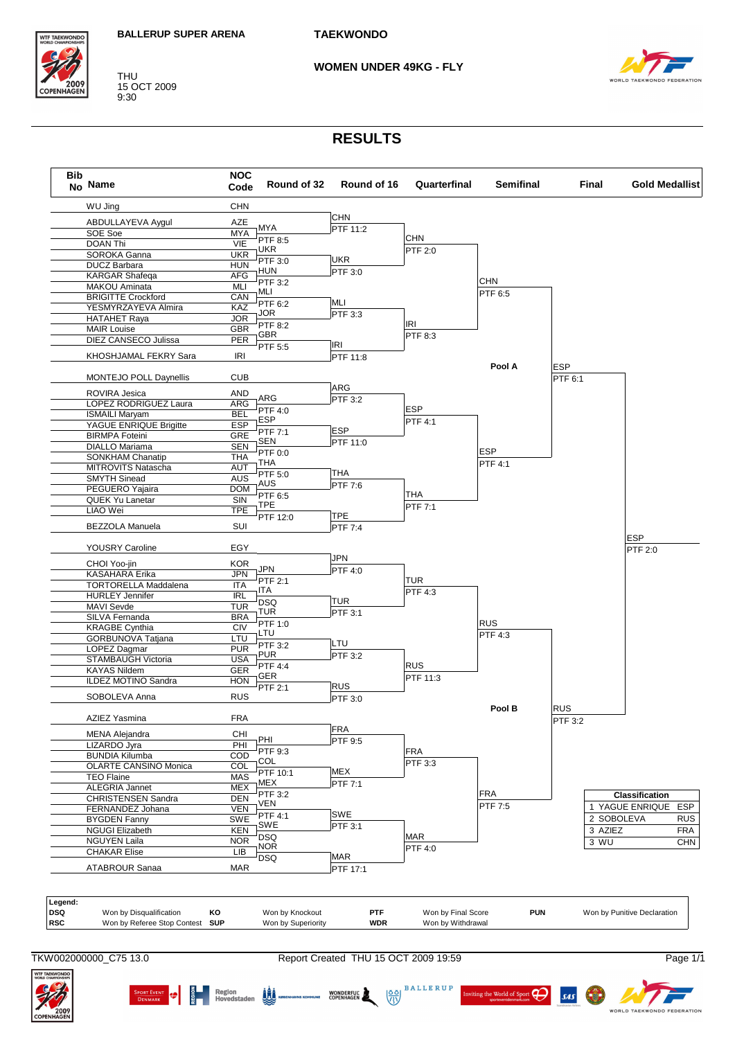BALLERUP SUPER ARENA

THU
15 OCT 2009
9:30

# TAEKWONDO

## WOMEN UNDER 49KG - FLY

# RESULTS

| Bib No | Name | NOC Code |
|---|---|---|
| | WU Jing | CHN |
| | ABDULLAYEVA Aygul | AZE |
| | SOE Soe | MYA |
| | DOAN Thi | VIE |
| | SOROKA Ganna | UKR |
| | DUCZ Barbara | HUN |
| | KARGAR Shafeqa | AFG |
| | MAKOU Aminata | MLI |
| | BRIGITTE Crockford | CAN |
| | YESMYRZAYEVA Almira | KAZ |
| | HATAHET Raya | JOR |
| | MAIR Louise | GBR |
| | DIEZ CANSECO Julissa | PER |
| | KHOSHJAMAL FEKRY Sara | IRI |
| | MONTEJO POLL Daynellis | CUB |
| | ROVIRA Jesica | AND |
| | LOPEZ RODRIGUEZ Laura | ARG |
| | ISMAILI Maryam | BEL |
| | YAGUE ENRIQUE Brigitte | ESP |
| | BIRMPA Foteini | GRE |
| | DIALLO Mariama | SEN |
| | SONKHAM Chanatip | THA |
| | MITROVITS Natascha | AUT |
| | SMYTH Sinead | AUS |
| | PEGUERO Yajaira | DOM |
| | QUEK Yu Lanetar | SIN |
| | LIAO Wei | TPE |
| | BEZZOLA Manuela | SUI |
| | YOUSRY Caroline | EGY |
| | CHOI Yoo-jin | KOR |
| | KASAHARA Erika | JPN |
| | TORTORELLA Maddalena | ITA |
| | HURLEY Jennifer | IRL |
| | MAVI Sevde | TUR |
| | SILVA Fernanda | BRA |
| | KRAGBE Cynthia | CIV |
| | GORBUNOVA Tatjana | LTU |
| | LOPEZ Dagmar | PUR |
| | STAMBAUGH Victoria | USA |
| | KAYAS Nildem | GER |
| | ILDEZ MOTINO Sandra | HON |
| | SOBOLEVA Anna | RUS |
| | AZIEZ Yasmina | FRA |
| | MENA Alejandra | CHI |
| | LIZARDO Jyra | PHI |
| | BUNDIA Kilumba | COD |
| | OLARTE CANSINO Monica | COL |
| | TEO Flaine | MAS |
| | ALEGRIA Jannet | MEX |
| | CHRISTENSEN Sandra | DEN |
| | FERNANDEZ Johana | VEN |
| | BYGDEN Fanny | SWE |
| | NGUGI Elizabeth | KEN |
| | NGUYEN Laila | NOR |
| | CHAKAR Elise | LIB |
| | ATABROUR Sanaa | MAR |

**Round of 32:** MYA PTF 8:5; UKR PTF 3:0; HUN PTF 3:2; MLI PTF 6:2; JOR PTF 8:2; GBR PTF 5:5; ARG PTF 4:0; ESP PTF 7:1; SEN PTF 0:0; THA PTF 5:0; AUS PTF 6:5; TPE PTF 12:0; JPN PTF 2:1; ITA DSQ; TUR PTF 1:0; LTU PTF 3:2; PUR PTF 4:4; GER PTF 2:1; PHI PTF 9:3; COL PTF 10:1; MEX PTF 3:2; VEN PTF 4:1; SWE DSQ; NOR DSQ

**Round of 16:** CHN PTF 11:2; UKR PTF 3:0; MLI PTF 3:3; IRI PTF 11:8; ARG PTF 3:2; ESP PTF 11:0; THA PTF 7:6; TPE PTF 7:4; JPN PTF 4:0; TUR PTF 3:1; LTU PTF 3:2; RUS PTF 3:0; FRA PTF 9:5; MEX PTF 7:1; SWE PTF 3:1; MAR PTF 17:1

**Quarterfinal:** CHN PTF 2:0; IRI PTF 8:3; ESP PTF 4:1; THA PTF 7:1; TUR PTF 4:3; RUS PTF 11:3; FRA PTF 3:3; MAR PTF 4:0

**Semifinal:** Pool A: CHN PTF 6:5; ESP PTF 4:1 — Pool B: RUS PTF 4:3; FRA PTF 7:5

**Final:** ESP PTF 6:1; RUS PTF 3:2

**Gold Medallist:** ESP PTF 2:0

| Classification | | |
|---|---|---|
| 1 | YAGUE ENRIQUE | ESP |
| 2 | SOBOLEVA | RUS |
| 3 | AZIEZ | FRA |
| 3 | WU | CHN |

**Legend:**

| | | | | | | | |
|---|---|---|---|---|---|---|---|
| DSQ | Won by Disqualification | KO | Won by Knockout | PTF | Won by Final Score | PUN | Won by Punitive Declaration |
| RSC | Won by Referee Stop Contest | SUP | Won by Superiority | WDR | Won by Withdrawal | | |

TKW002000000_C75 13.0 Report Created THU 15 OCT 2009 19:59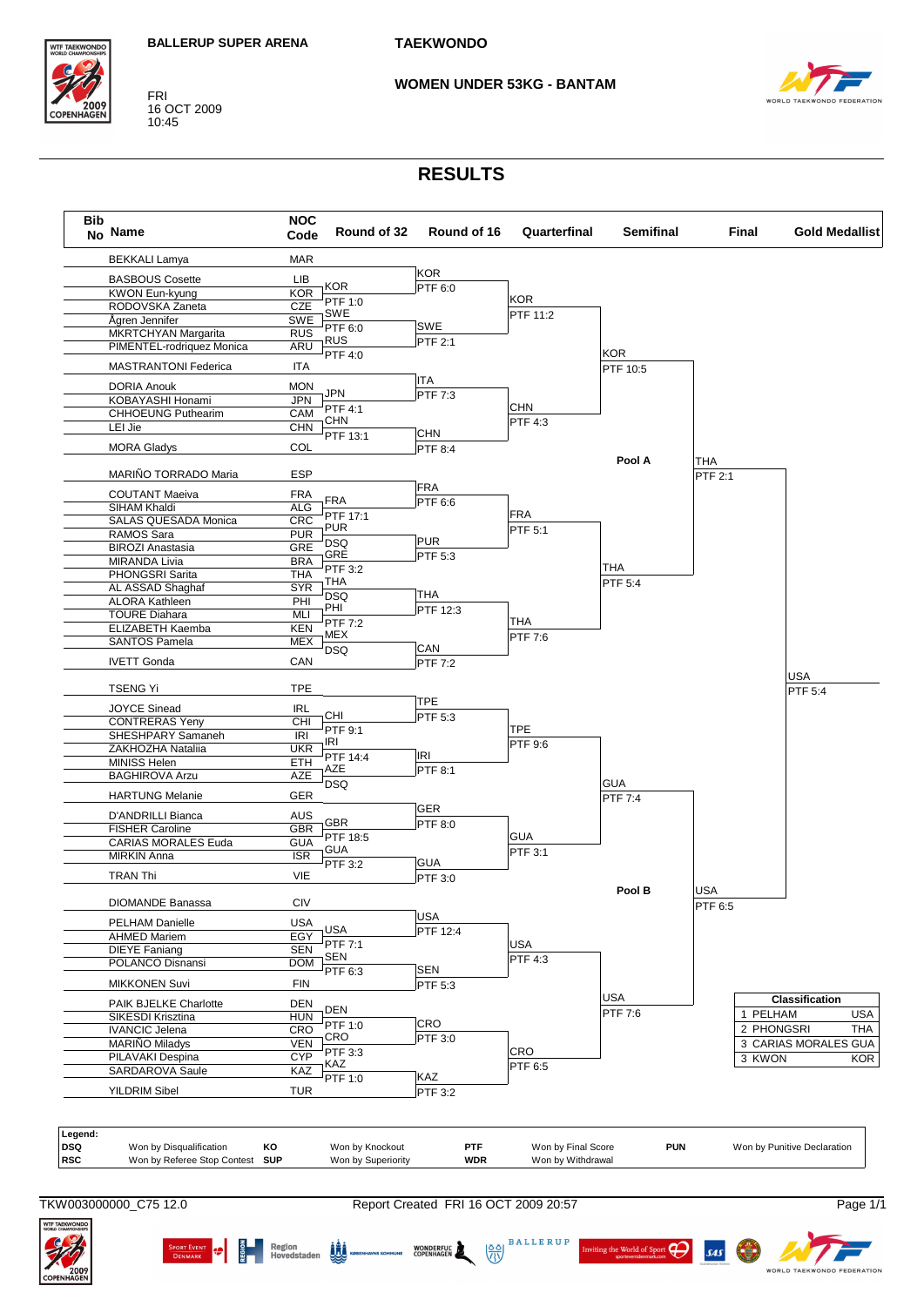BALLERUP SUPER ARENA

# TAEKWONDO

FRI
16 OCT 2009
10:45

## WOMEN UNDER 53KG - BANTAM

# RESULTS

| Bib No | Name | NOC Code |
|---|---|---|
| | BEKKALI Lamya | MAR |
| | BASBOUS Cosette | LIB |
| | KWON Eun-kyung | KOR |
| | RODOVSKA Zaneta | CZE |
| | Ågren Jennifer | SWE |
| | MKRTCHYAN Margarita | RUS |
| | PIMENTEL-rodriquez Monica | ARU |
| | MASTRANTONI Federica | ITA |
| | DORIA Anouk | MON |
| | KOBAYASHI Honami | JPN |
| | CHHOEUNG Puthearim | CAM |
| | LEI Jie | CHN |
| | MORA Gladys | COL |
| | MARIÑO TORRADO Maria | ESP |
| | COUTANT Maeiva | FRA |
| | SIHAM Khaldi | ALG |
| | SALAS QUESADA Monica | CRC |
| | RAMOS Sara | PUR |
| | BIROZI Anastasia | GRE |
| | MIRANDA Livia | BRA |
| | PHONGSRI Sarita | THA |
| | AL ASSAD Shaghaf | SYR |
| | ALORA Kathleen | PHI |
| | TOURE Diahara | MLI |
| | ELIZABETH Kaemba | KEN |
| | SANTOS Pamela | MEX |
| | IVETT Gonda | CAN |
| | TSENG Yi | TPE |
| | JOYCE Sinead | IRL |
| | CONTRERAS Yeny | CHI |
| | SHESHPARY Samaneh | IRI |
| | ZAKHOZHA Nataliia | UKR |
| | MINISS Helen | ETH |
| | BAGHIROVA Arzu | AZE |
| | HARTUNG Melanie | GER |
| | D'ANDRILLI Bianca | AUS |
| | FISHER Caroline | GBR |
| | CARIAS MORALES Euda | GUA |
| | MIRKIN Anna | ISR |
| | TRAN Thi | VIE |
| | DIOMANDE Banassa | CIV |
| | PELHAM Danielle | USA |
| | AHMED Mariem | EGY |
| | DIEYE Faniang | SEN |
| | POLANCO Disnansi | DOM |
| | MIKKONEN Suvi | FIN |
| | PAIK BJELKE Charlotte | DEN |
| | SIKESDI Krisztina | HUN |
| | IVANCIC Jelena | CRO |
| | MARIÑO Miladys | VEN |
| | PILAVAKI Despina | CYP |
| | SARDAROVA Saule | KAZ |
| | YILDRIM Sibel | TUR |

### Round of 32
- KOR PTF 1:0 (LIB vs KOR)
- SWE PTF 6:0 (CZE vs SWE)
- RUS PTF 4:0 (RUS vs ARU)
- JPN PTF 4:1 (MON vs JPN)
- CHN PTF 13:1 (CAM vs CHN)
- FRA PTF 17:1 (FRA vs ALG)
- PUR DSQ (CRC vs PUR)
- GRE PTF 3:2 (GRE vs BRA)
- THA DSQ (THA vs SYR)
- PHI PTF 7:2 (PHI vs MLI)
- MEX DSQ (KEN vs MEX)
- CHI PTF 9:1 (IRL vs CHI)
- IRI PTF 14:4 (IRI vs UKR)
- AZE DSQ (ETH vs AZE)
- GBR PTF 18:5 (AUS vs GBR)
- GUA PTF 3:2 (GUA vs ISR)
- USA PTF 7:1 (USA vs EGY)
- SEN PTF 6:3 (SEN vs DOM)
- DEN PTF 1:0 (DEN vs HUN)
- CRO PTF 3:3 (CRO vs VEN)
- KAZ PTF 1:0 (CYP vs KAZ)

### Round of 16
- KOR PTF 6:0
- SWE PTF 2:1
- ITA PTF 7:3
- CHN PTF 8:4
- FRA PTF 6:6
- PUR PTF 5:3
- THA PTF 12:3
- CAN PTF 7:2
- TPE PTF 5:3
- IRI PTF 8:1
- GER PTF 8:0
- GUA PTF 3:0
- USA PTF 12:4
- SEN PTF 5:3
- CRO PTF 3:0
- KAZ PTF 3:2

### Quarterfinal
- KOR PTF 11:2
- CHN PTF 4:3
- FRA PTF 5:1
- THA PTF 7:6
- TPE PTF 9:6
- GUA PTF 3:1
- USA PTF 4:3
- CRO PTF 6:5

### Semifinal
- Pool A: KOR PTF 10:5; THA PTF 5:4
- Pool B: GUA PTF 7:4; USA PTF 7:6

### Final
- THA PTF 2:1
- USA PTF 6:5

### Gold Medallist
- USA PTF 5:4

### Classification

| | Name | NOC |
|---|---|---|
| 1 | PELHAM | USA |
| 2 | PHONGSRI | THA |
| 3 | CARIAS MORALES | GUA |
| 3 | KWON | KOR |

**Legend:**

| | | | | | | | |
|---|---|---|---|---|---|---|---|
| DSQ | Won by Disqualification | KO | Won by Knockout | PTF | Won by Final Score | PUN | Won by Punitive Declaration |
| RSC | Won by Referee Stop Contest | SUP | Won by Superiority | WDR | Won by Withdrawal | | |

TKW003000000_C75 12.0 — Report Created FRI 16 OCT 2009 20:57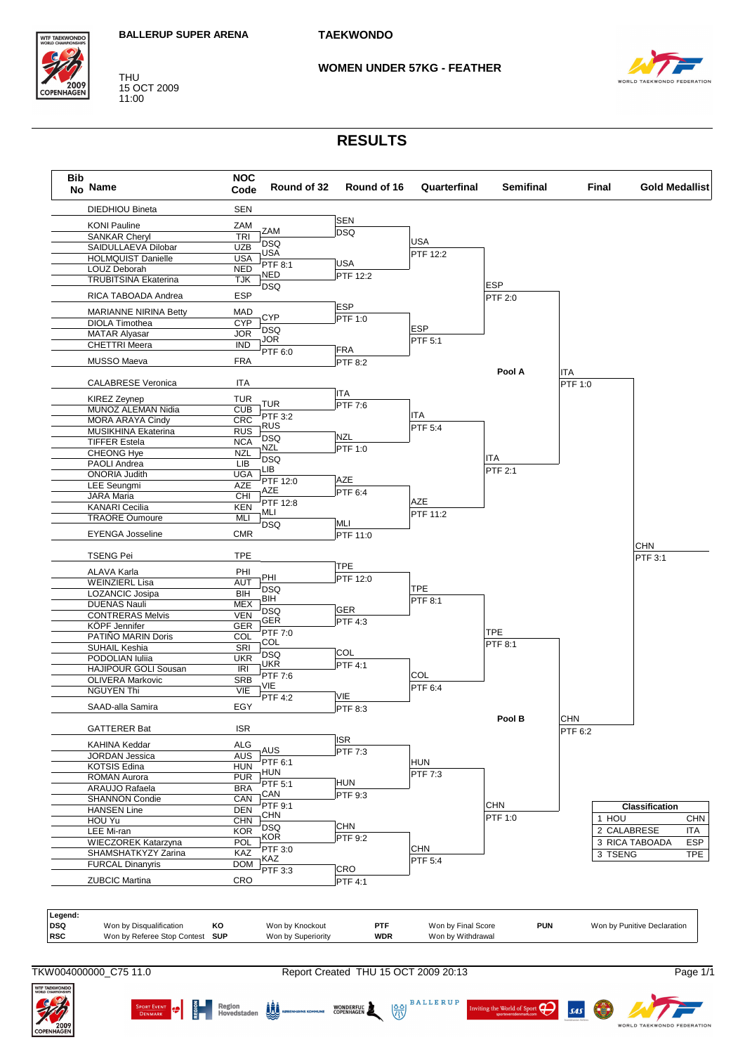BALLERUP SUPER ARENA

# TAEKWONDO

THU
15 OCT 2009
11:00

## WOMEN UNDER 57KG - FEATHER

# RESULTS

| Bib No | Name | NOC Code |
|---|---|---|
| | DIEDHIOU Bineta | SEN |
| | KONI Pauline | ZAM |
| | SANKAR Cheryl | TRI |
| | SAIDULLAEVA Dilobar | UZB |
| | HOLMQUIST Danielle | USA |
| | LOUZ Deborah | NED |
| | TRUBITSINA Ekaterina | TJK |
| | RICA TABOADA Andrea | ESP |
| | MARIANNE NIRINA Betty | MAD |
| | DIOLA Timothea | CYP |
| | MATAR Alyasar | JOR |
| | CHETTRI Meera | IND |
| | MUSSO Maeva | FRA |
| | CALABRESE Veronica | ITA |
| | KIREZ Zeynep | TUR |
| | MUNOZ ALEMAN Nidia | CUB |
| | MORA ARAYA Cindy | CRC |
| | MUSIKHINA Ekaterina | RUS |
| | TIFFER Estela | NCA |
| | CHEONG Hye | NZL |
| | PAOLI Andrea | LIB |
| | ONORIA Judith | UGA |
| | LEE Seungmi | AZE |
| | JARA Maria | CHI |
| | KANARI Cecilia | KEN |
| | TRAORE Oumoure | MLI |
| | EYENGA Josseline | CMR |
| | TSENG Pei | TPE |
| | ALAVA Karla | PHI |
| | WEINZIERL Lisa | AUT |
| | LOZANCIC Josipa | BIH |
| | DUENAS Nauli | MEX |
| | CONTRERAS Melvis | VEN |
| | KÖPF Jennifer | GER |
| | PATIÑO MARIN Doris | COL |
| | SUHAIL Keshia | SRI |
| | PODOLIAN Iuliia | UKR |
| | HAJIPOUR GOLI Sousan | IRI |
| | OLIVERA Markovic | SRB |
| | NGUYEN Thi | VIE |
| | SAAD-alla Samira | EGY |
| | GATTERER Bat | ISR |
| | KAHINA Keddar | ALG |
| | JORDAN Jessica | AUS |
| | KOTSIS Edina | HUN |
| | ROMAN Aurora | PUR |
| | ARAUJO Rafaela | BRA |
| | SHANNON Condie | CAN |
| | HANSEN Line | DEN |
| | HOU Yu | CHN |
| | LEE Mi-ran | KOR |
| | WIECZOREK Katarzyna | POL |
| | SHAMSHATKYZY Zarina | KAZ |
| | FURCAL Dinanyris | DOM |
| | ZUBCIC Martina | CRO |

### Round of 32

| Winner | Result |
|---|---|
| ZAM | DSQ |
| USA | PTF 8:1 |
| NED | DSQ |
| CYP | DSQ |
| JOR | PTF 6:0 |
| TUR | PTF 3:2 |
| RUS | DSQ |
| NZL | DSQ |
| LIB | PTF 12:0 |
| AZE | PTF 12:8 |
| MLI | DSQ |
| PHI | DSQ |
| BIH | DSQ |
| GER | PTF 7:0 |
| COL | DSQ |
| UKR | PTF 7:6 |
| VIE | PTF 4:2 |
| AUS | PTF 6:1 |
| HUN | PTF 5:1 |
| CAN | PTF 9:1 |
| CHN | DSQ |
| KOR | PTF 3:0 |
| KAZ | PTF 3:3 |

### Round of 16

| Winner | Result |
|---|---|
| SEN | DSQ |
| USA | PTF 12:2 |
| ESP | PTF 1:0 |
| FRA | PTF 8:2 |
| ITA | PTF 7:6 |
| NZL | PTF 1:0 |
| AZE | PTF 6:4 |
| MLI | PTF 11:0 |
| TPE | PTF 12:0 |
| GER | PTF 4:3 |
| COL | PTF 4:1 |
| VIE | PTF 8:3 |
| ISR | PTF 7:3 |
| HUN | PTF 9:3 |
| CHN | PTF 9:2 |
| CRO | PTF 4:1 |

### Quarterfinal

| Winner | Result |
|---|---|
| USA | PTF 12:2 |
| ESP | PTF 5:1 |
| ITA | PTF 5:4 |
| AZE | PTF 11:2 |
| TPE | PTF 8:1 |
| COL | PTF 6:4 |
| HUN | PTF 7:3 |
| CHN | PTF 5:4 |

### Semifinal

| Pool | Winner | Result |
|---|---|---|
| Pool A | ESP | PTF 2:0 |
| Pool A | ITA | PTF 2:1 |
| Pool B | TPE | PTF 8:1 |
| Pool B | CHN | PTF 1:0 |

### Final

| Winner | Result |
|---|---|
| ITA | PTF 1:0 |
| CHN | PTF 6:2 |

### Gold Medallist

CHN — PTF 3:1

### Classification

| Rank | Name | NOC |
|---|---|---|
| 1 | HOU | CHN |
| 2 | CALABRESE | ITA |
| 3 | RICA TABOADA | ESP |
| 3 | TSENG | TPE |

**Legend:**

| Code | Meaning | Code | Meaning | Code | Meaning | Code | Meaning |
|---|---|---|---|---|---|---|---|
| DSQ | Won by Disqualification | KO | Won by Knockout | PTF | Won by Final Score | PUN | Won by Punitive Declaration |
| RSC | Won by Referee Stop Contest | SUP | Won by Superiority | WDR | Won by Withdrawal | | |

TKW004000000_C75 11.0 — Report Created THU 15 OCT 2009 20:13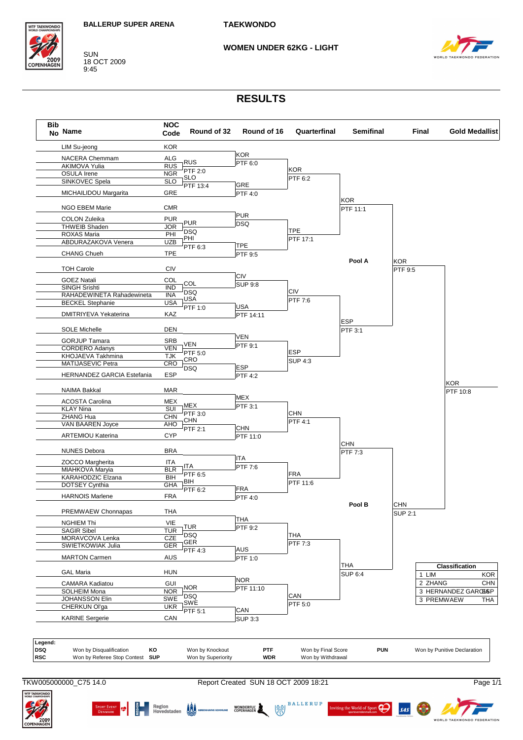BALLERUP SUPER ARENA

TAEKWONDO

SUN
18 OCT 2009
9:45

WOMEN UNDER 62KG - LIGHT

# RESULTS

| Bib No | Name | NOC Code | Round of 32 | Round of 16 | Quarterfinal | Semifinal | Final | Gold Medallist |
|---|---|---|---|---|---|---|---|---|
| | LIM Su-jeong | KOR | | KOR PTF 6:0 | KOR PTF 6:2 | KOR PTF 11:1 | KOR PTF 9:5 | KOR PTF 10:8 |
| | NACERA Chemmam | ALG | RUS PTF 2:0 | | | | | |
| | AKIMOVA Yulia | RUS | | | | | | |
| | OSULA Irene | NGR | SLO PTF 13:4 | GRE PTF 4:0 | | | | |
| | SINKOVEC Spela | SLO | | | | | | |
| | MICHAILIDOU Margarita | GRE | | | | | | |
| | NGO EBEM Marie | CMR | | PUR DSQ | TPE PTF 17:1 | | | |
| | COLON Zuleika | PUR | PUR DSQ | | | | | |
| | THWEIB Shaden | JOR | | | | | | |
| | ROXAS Maria | PHI | PHI PTF 6:3 | TPE PTF 9:5 | | | | |
| | ABDURAZAKOVA Venera | UZB | | | | | | |
| | CHANG Chueh | TPE | | | | | | |
| | TOH Carole | CIV | | CIV SUP 9:8 | CIV PTF 7:6 | ESP PTF 3:1 | | |
| | GOEZ Natali | COL | COL DSQ | | | | | |
| | SINGH Srishti | IND | | | | | | |
| | RAHADEWINETA Rahadewineta | INA | USA PTF 1:0 | USA PTF 14:11 | | | | |
| | BECKEL Stephanie | USA | | | | | | |
| | DMITRIYEVA Yekaterina | KAZ | | | | | | |
| | SOLE Michelle | DEN | | VEN PTF 9:1 | ESP SUP 4:3 | | | |
| | GORJUP Tamara | SRB | VEN PTF 5:0 | | | | | |
| | CORDERO Adanys | VEN | | | | | | |
| | KHOJAEVA Takhmina | TJK | CRO DSQ | ESP PTF 4:2 | | | | |
| | MATIJASEVIC Petra | CRO | | | | | | |
| | HERNANDEZ GARCIA Estefania | ESP | | | | | | |
| | NAIMA Bakkal | MAR | | MEX PTF 3:1 | CHN PTF 4:1 | CHN PTF 7:3 | CHN SUP 2:1 | |
| | ACOSTA Carolina | MEX | MEX PTF 3:0 | | | | | |
| | KLAY Nina | SUI | | | | | | |
| | ZHANG Hua | CHN | CHN PTF 2:1 | CHN PTF 11:0 | | | | |
| | VAN BAAREN Joyce | AHO | | | | | | |
| | ARTEMIOU Katerina | CYP | | | | | | |
| | NUNES Debora | BRA | | ITA PTF 7:6 | FRA PTF 11:6 | | | |
| | ZOCCO Margherita | ITA | ITA PTF 6:5 | | | | | |
| | MIAHKOVA Maryia | BLR | | | | | | |
| | KARAHODZIC Elzana | BIH | BIH PTF 6:2 | FRA PTF 4:0 | | | | |
| | DOTSEY Cynthia | GHA | | | | | | |
| | HARNOIS Marlene | FRA | | | | | | |
| | PREMWAEW Chonnapas | THA | | THA PTF 9:2 | THA PTF 7:3 | THA SUP 6:4 | | |
| | NGHIEM Thi | VIE | TUR DSQ | | | | | |
| | SAGIR Sibel | TUR | | | | | | |
| | MORAVCOVA Lenka | CZE | GER PTF 4:3 | AUS PTF 1:0 | | | | |
| | SWIETKOWIAK Julia | GER | | | | | | |
| | MARTON Carmen | AUS | | | | | | |
| | GAL Maria | HUN | | NOR PTF 11:10 | CAN PTF 5:0 | | | |
| | CAMARA Kadiatou | GUI | NOR DSQ | | | | | |
| | SOLHEIM Mona | NOR | | | | | | |
| | JOHANSSON Elin | SWE | SWE PTF 5:1 | CAN SUP 3:3 | | | | |
| | CHERKUN Ol'ga | UKR | | | | | | |
| | KARINE Sergerie | CAN | | | | | | |

Pool A (semifinal): KOR, ESP
Pool B (semifinal): CHN, THA

| Classification | | |
|---|---|---|
| 1 | LIM | KOR |
| 2 | ZHANG | CHN |
| 3 | HERNANDEZ GARCIA | ESP |
| 3 | PREMWAEW | THA |

**Legend:**

| Code | Meaning | Code | Meaning | Code | Meaning | Code | Meaning |
|---|---|---|---|---|---|---|---|
| DSQ | Won by Disqualification | KO | Won by Knockout | PTF | Won by Final Score | PUN | Won by Punitive Declaration |
| RSC | Won by Referee Stop Contest | SUP | Won by Superiority | WDR | Won by Withdrawal | | |

TKW005000000_C75 14.0    Report Created SUN 18 OCT 2009 18:21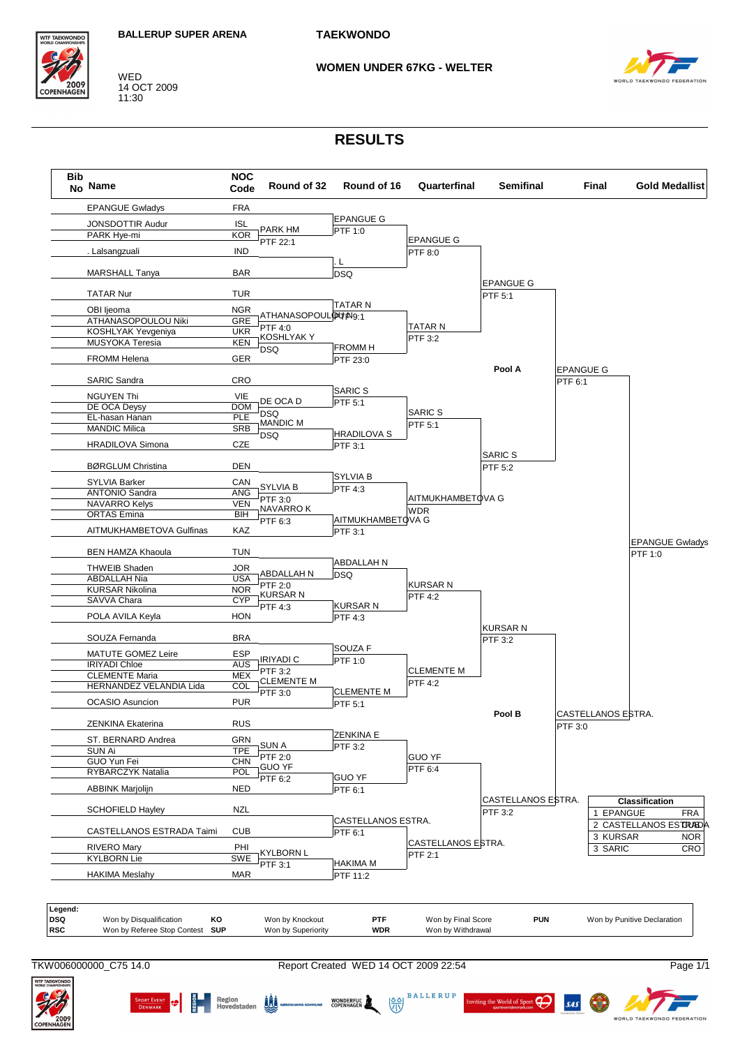BALLERUP SUPER ARENA

**TAEKWONDO**

WED
14 OCT 2009
11:30

**WOMEN UNDER 67KG - WELTER**

# RESULTS

| Bib No | Name | NOC Code |
|---|---|---|
| | EPANGUE Gwladys | FRA |
| | JONSDOTTIR Audur | ISL |
| | PARK Hye-mi | KOR |
| | . Lalsangzuali | IND |
| | MARSHALL Tanya | BAR |
| | TATAR Nur | TUR |
| | OBI Ijeoma | NGR |
| | ATHANASOPOULOU Niki | GRE |
| | KOSHLYAK Yevgeniya | UKR |
| | MUSYOKA Teresia | KEN |
| | FROMM Helena | GER |
| | SARIC Sandra | CRO |
| | NGUYEN Thi | VIE |
| | DE OCA Deysy | DOM |
| | EL-hasan Hanan | PLE |
| | MANDIC Milica | SRB |
| | HRADILOVA Simona | CZE |
| | BØRGLUM Christina | DEN |
| | SYLVIA Barker | CAN |
| | ANTONIO Sandra | ANG |
| | NAVARRO Kelys | VEN |
| | ORTAS Emina | BIH |
| | AITMUKHAMBETOVA Gulfinas | KAZ |
| | BEN HAMZA Khaoula | TUN |
| | THWEIB Shaden | JOR |
| | ABDALLAH Nia | USA |
| | KURSAR Nikolina | NOR |
| | SAVVA Chara | CYP |
| | POLA AVILA Keyla | HON |
| | SOUZA Fernanda | BRA |
| | MATUTE GOMEZ Leire | ESP |
| | IRIYADI Chloe | AUS |
| | CLEMENTE Maria | MEX |
| | HERNANDEZ VELANDIA Lida | COL |
| | OCASIO Asuncion | PUR |
| | ZENKINA Ekaterina | RUS |
| | ST. BERNARD Andrea | GRN |
| | SUN Ai | TPE |
| | GUO Yun Fei | CHN |
| | RYBARCZYK Natalia | POL |
| | ABBINK Marjolijn | NED |
| | SCHOFIELD Hayley | NZL |
| | CASTELLANOS ESTRADA Taimi | CUB |
| | RIVERO Mary | PHI |
| | KYLBORN Lie | SWE |
| | HAKIMA Meslahy | MAR |

**Round of 32**
- PARK HM — PTF 22:1
- ATHANASOPOULOU N — PTF 4:0
- KOSHLYAK Y — DSQ
- DE OCA D — DSQ
- MANDIC M — DSQ
- SYLVIA B — PTF 3:0
- NAVARRO K — PTF 6:3
- ABDALLAH N — PTF 2:0
- KURSAR N — PTF 4:3
- IRIYADI C — PTF 3:2
- CLEMENTE M — PTF 3:0
- SUN A — PTF 2:0
- GUO YF — PTF 6:2
- KYLBORN L — PTF 3:1

**Round of 16**
- EPANGUE G — PTF 1:0
- . L — DSQ
- TATAR N — PTF 9:1
- FROMM H — PTF 23:0
- SARIC S — PTF 5:1
- HRADILOVA S — PTF 3:1
- SYLVIA B — PTF 4:3
- AITMUKHAMBETOVA G — PTF 3:1
- ABDALLAH N — DSQ
- KURSAR N — PTF 4:3
- SOUZA F — PTF 1:0
- CLEMENTE M — PTF 5:1
- ZENKINA E — PTF 3:2
- GUO YF — PTF 6:1
- CASTELLANOS ESTRA. — PTF 6:1
- HAKIMA M — PTF 11:2

**Quarterfinal**
- EPANGUE G — PTF 8:0
- TATAR N — PTF 3:2
- SARIC S — PTF 5:1
- AITMUKHAMBETOVA G — WDR
- KURSAR N — PTF 4:2
- CLEMENTE M — PTF 4:2
- GUO YF — PTF 6:4
- CASTELLANOS ESTRA. — PTF 2:1

**Semifinal**
- Pool A: EPANGUE G — PTF 5:1
- Pool A: SARIC S — PTF 5:2
- Pool B: KURSAR N — PTF 3:2
- Pool B: CASTELLANOS ESTRA. — PTF 3:2

**Final**
- EPANGUE G — PTF 6:1
- CASTELLANOS ESTRA. — PTF 3:0

**Gold Medallist**
- EPANGUE Gwladys — PTF 1:0

| Classification | | |
|---|---|---|
| 1 | EPANGUE | FRA |
| 2 | CASTELLANOS ESTRADA | CUB |
| 3 | KURSAR | NOR |
| 3 | SARIC | CRO |

**Legend:**

| | | | | | | | |
|---|---|---|---|---|---|---|---|
| DSQ | Won by Disqualification | KO | Won by Knockout | PTF | Won by Final Score | PUN | Won by Punitive Declaration |
| RSC | Won by Referee Stop Contest | SUP | Won by Superiority | WDR | Won by Withdrawal | | |

TKW006000000_C75 14.0 — Report Created WED 14 OCT 2009 22:54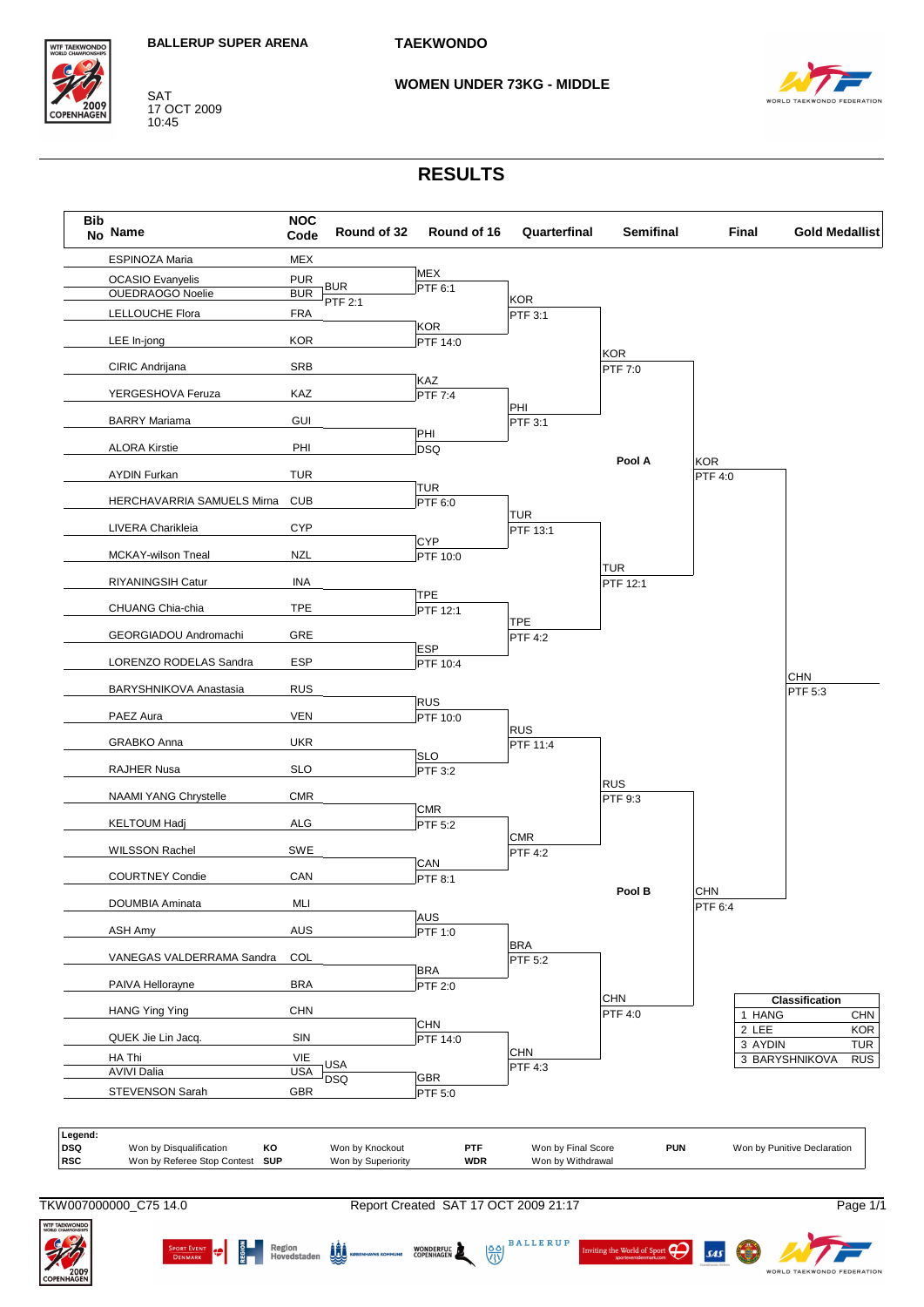BALLERUP SUPER ARENA

TAEKWONDO

SAT
17 OCT 2009
10:45

**WOMEN UNDER 73KG - MIDDLE**

# RESULTS

| Bib No | Name | NOC Code | Round of 32 | Round of 16 | Quarterfinal | Semifinal | Final | Gold Medallist |
|---|---|---|---|---|---|---|---|---|
| | ESPINOZA Maria | MEX | | MEX PTF 6:1 | KOR PTF 3:1 | KOR PTF 7:0 | KOR PTF 4:0 | CHN PTF 5:3 |
| | OCASIO Evanyelis | PUR | BUR PTF 2:1 | | | | | |
| | OUEDRAOGO Noelie | BUR | | | | | | |
| | LELLOUCHE Flora | FRA | | KOR PTF 14:0 | | | | |
| | LEE In-jong | KOR | | | | | | |
| | CIRIC Andrijana | SRB | | KAZ PTF 7:4 | PHI PTF 3:1 | | | |
| | YERGESHOVA Feruza | KAZ | | | | | | |
| | BARRY Mariama | GUI | | PHI DSQ | | | | |
| | ALORA Kirstie | PHI | | | | | | |
| | AYDIN Furkan | TUR | | TUR PTF 6:0 | TUR PTF 13:1 | TUR PTF 12:1 | | |
| | HERCHAVARRIA SAMUELS Mirna | CUB | | | | | | |
| | LIVERA Charikleia | CYP | | CYP PTF 10:0 | | | | |
| | MCKAY-wilson Tneal | NZL | | | | | | |
| | RIYANINGSIH Catur | INA | | TPE PTF 12:1 | TPE PTF 4:2 | | | |
| | CHUANG Chia-chia | TPE | | | | | | |
| | GEORGIADOU Andromachi | GRE | | ESP PTF 10:4 | | | | |
| | LORENZO RODELAS Sandra | ESP | | | | | | |
| | BARYSHNIKOVA Anastasia | RUS | | RUS PTF 10:0 | RUS PTF 11:4 | RUS PTF 9:3 | CHN PTF 6:4 | |
| | PAEZ Aura | VEN | | | | | | |
| | GRABKO Anna | UKR | | SLO PTF 3:2 | | | | |
| | RAJHER Nusa | SLO | | | | | | |
| | NAAMI YANG Chrystelle | CMR | | CMR PTF 5:2 | CMR PTF 4:2 | | | |
| | KELTOUM Hadj | ALG | | | | | | |
| | WILSSON Rachel | SWE | | CAN PTF 8:1 | | | | |
| | COURTNEY Condie | CAN | | | | | | |
| | DOUMBIA Aminata | MLI | | AUS PTF 1:0 | BRA PTF 5:2 | CHN PTF 4:0 | | |
| | ASH Amy | AUS | | | | | | |
| | VANEGAS VALDERRAMA Sandra | COL | | BRA PTF 2:0 | | | | |
| | PAIVA Hellorayne | BRA | | | | | | |
| | HANG Ying Ying | CHN | | CHN PTF 14:0 | CHN PTF 4:3 | | | |
| | QUEK Jie Lin Jacq. | SIN | | | | | | |
| | HA Thi | VIE | USA DSQ | | | | | |
| | AVIVI Dalia | USA | | GBR PTF 5:0 | | | | |
| | STEVENSON Sarah | GBR | | | | | | |

Pool A: semifinals upper half. Pool B: semifinals lower half.

| Classification | | |
|---|---|---|
| 1 | HANG | CHN |
| 2 | LEE | KOR |
| 3 | AYDIN | TUR |
| 3 | BARYSHNIKOVA | RUS |

**Legend:**

| | | | | | | | |
|---|---|---|---|---|---|---|---|
| DSQ | Won by Disqualification | KO | Won by Knockout | PTF | Won by Final Score | PUN | Won by Punitive Declaration |
| RSC | Won by Referee Stop Contest | SUP | Won by Superiority | WDR | Won by Withdrawal | | |

TKW007000000_C75 14.0 — Report Created SAT 17 OCT 2009 21:17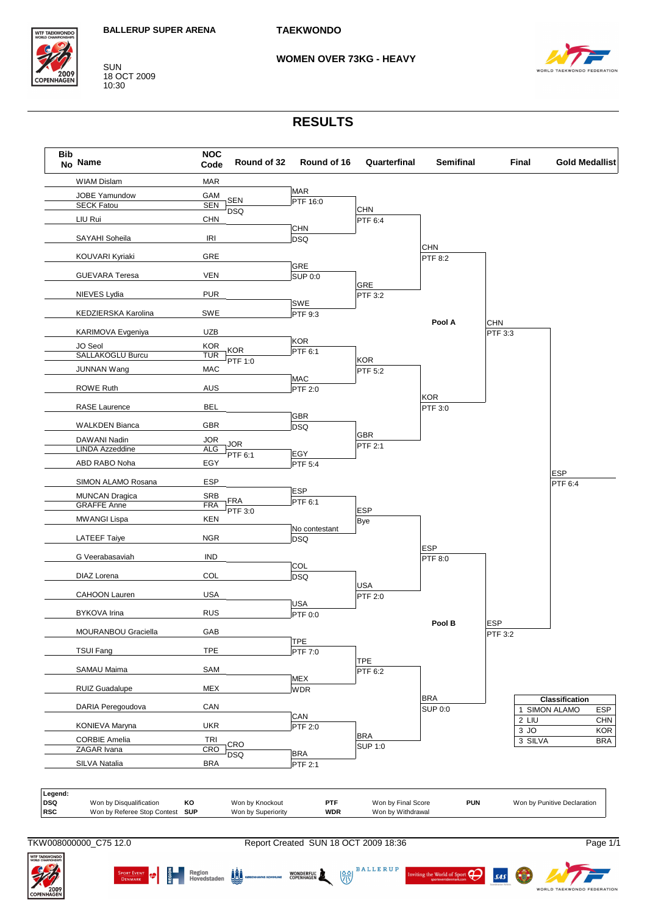BALLERUP SUPER ARENA

TAEKWONDO

WOMEN OVER 73KG - HEAVY

SUN
18 OCT 2009
10:30

# RESULTS

| Bib No | Name | NOC Code |
|---|---|---|
| | WIAM Dislam | MAR |
| | JOBE Yamundow | GAM |
| | SECK Fatou | SEN |
| | LIU Rui | CHN |
| | SAYAHI Soheila | IRI |
| | KOUVARI Kyriaki | GRE |
| | GUEVARA Teresa | VEN |
| | NIEVES Lydia | PUR |
| | KEDZIERSKA Karolina | SWE |
| | KARIMOVA Evgeniya | UZB |
| | JO Seol | KOR |
| | SALLAKOGLU Burcu | TUR |
| | JUNNAN Wang | MAC |
| | ROWE Ruth | AUS |
| | RASE Laurence | BEL |
| | WALKDEN Bianca | GBR |
| | DAWANI Nadin | JOR |
| | LINDA Azzeddine | ALG |
| | ABD RABO Noha | EGY |
| | SIMON ALAMO Rosana | ESP |
| | MUNCAN Dragica | SRB |
| | GRAFFE Anne | FRA |
| | MWANGI Lispa | KEN |
| | LATEEF Taiye | NGR |
| | G Veerabasaviah | IND |
| | DIAZ Lorena | COL |
| | CAHOON Lauren | USA |
| | BYKOVA Irina | RUS |
| | MOURANBOU Graciella | GAB |
| | TSUI Fang | TPE |
| | SAMAU Maima | SAM |
| | RUIZ Guadalupe | MEX |
| | DARIA Peregoudova | CAN |
| | KONIEVA Maryna | UKR |
| | CORBIE Amelia | TRI |
| | ZAGAR Ivana | CRO |
| | SILVA Natalia | BRA |

Round of 32: SEN DSQ; KOR PTF 1:0; JOR PTF 6:1; FRA PTF 3:0; CRO DSQ

Round of 16: MAR PTF 16:0; CHN DSQ; GRE SUP 0:0; SWE PTF 9:3; KOR PTF 6:1; MAC PTF 2:0; GBR DSQ; EGY PTF 5:4; ESP PTF 6:1; No contestant DSQ; COL DSQ; USA PTF 0:0; TPE PTF 7:0; MEX WDR; CAN PTF 2:0; BRA PTF 2:1

Quarterfinal: CHN PTF 6:4; GRE PTF 3:2; KOR PTF 5:2; GBR PTF 2:1; ESP Bye; USA PTF 2:0; TPE PTF 6:2; BRA SUP 1:0

Semifinal: CHN PTF 8:2; KOR PTF 3:0; ESP PTF 8:0; BRA SUP 0:0

Pool A — Final: CHN PTF 3:3

Pool B — Final: ESP PTF 3:2

Gold Medallist: ESP PTF 6:4

| Classification | | |
|---|---|---|
| 1 | SIMON ALAMO | ESP |
| 2 | LIU | CHN |
| 3 | JO | KOR |
| 3 | SILVA | BRA |

Legend:

| | | | | | | | |
|---|---|---|---|---|---|---|---|
| DSQ | Won by Disqualification | KO | Won by Knockout | PTF | Won by Final Score | PUN | Won by Punitive Declaration |
| RSC | Won by Referee Stop Contest | SUP | Won by Superiority | WDR | Won by Withdrawal | | |

TKW008000000_C75 12.0 Report Created SUN 18 OCT 2009 18:36